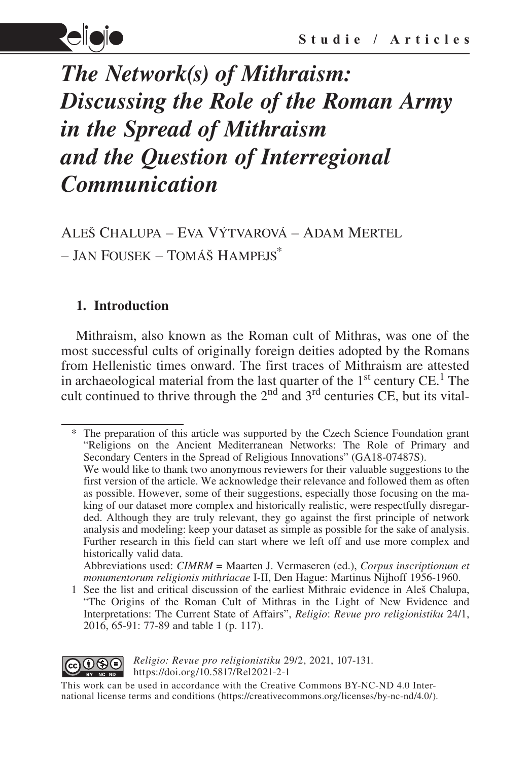# *The Network(s) of Mithraism: Discussing the Role of the Roman Army in the Spread of Mithraism and the Question of Interregional Communication*

Aleš Chalupa – Eva Výtvarová – Adam Mertel – Jan Fousek – Tomáš Hampejs[*]

## 1. Introduction

Mithraism, also known as the Roman cult of Mithras, was one of the most successful cults of originally foreign deities adopted by the Romans from Hellenistic times onward. The first traces of Mithraism are attested in archaeological material from the last quarter of the 1st century CE.[1] The cult continued to thrive through the 2nd and 3rd centuries CE, but its vital-

---

[*] The preparation of this article was supported by the Czech Science Foundation grant "Religions on the Ancient Mediterranean Networks: The Role of Primary and Secondary Centers in the Spread of Religious Innovations" (GA18-07487S).
We would like to thank two anonymous reviewers for their valuable suggestions to the first version of the article. We acknowledge their relevance and followed them as often as possible. However, some of their suggestions, especially those focusing on the making of our dataset more complex and historically realistic, were respectfully disregarded. Although they are truly relevant, they go against the first principle of network analysis and modeling: keep your dataset as simple as possible for the sake of analysis. Further research in this field can start where we left off and use more complex and historically valid data.
Abbreviations used: *CIMRM* = Maarten J. Vermaseren (ed.), *Corpus inscriptionum et monumentorum religionis mithriacae* I-II, Den Hague: Martinus Nijhoff 1956-1960.

[1] See the list and critical discussion of the earliest Mithraic evidence in Aleš Chalupa, "The Origins of the Roman Cult of Mithras in the Light of New Evidence and Interpretations: The Current State of Affairs", *Religio*: *Revue pro religionistiku* 24/1, 2016, 65-91: 77-89 and table 1 (p. 117).

*Religio: Revue pro religionistiku* 29/2, 2021, 107-131.
https://doi.org/10.5817/Rel2021-2-1

This work can be used in accordance with the Creative Commons BY-NC-ND 4.0 International license terms and conditions (https://creativecommons.org/licenses/by-nc-nd/4.0/).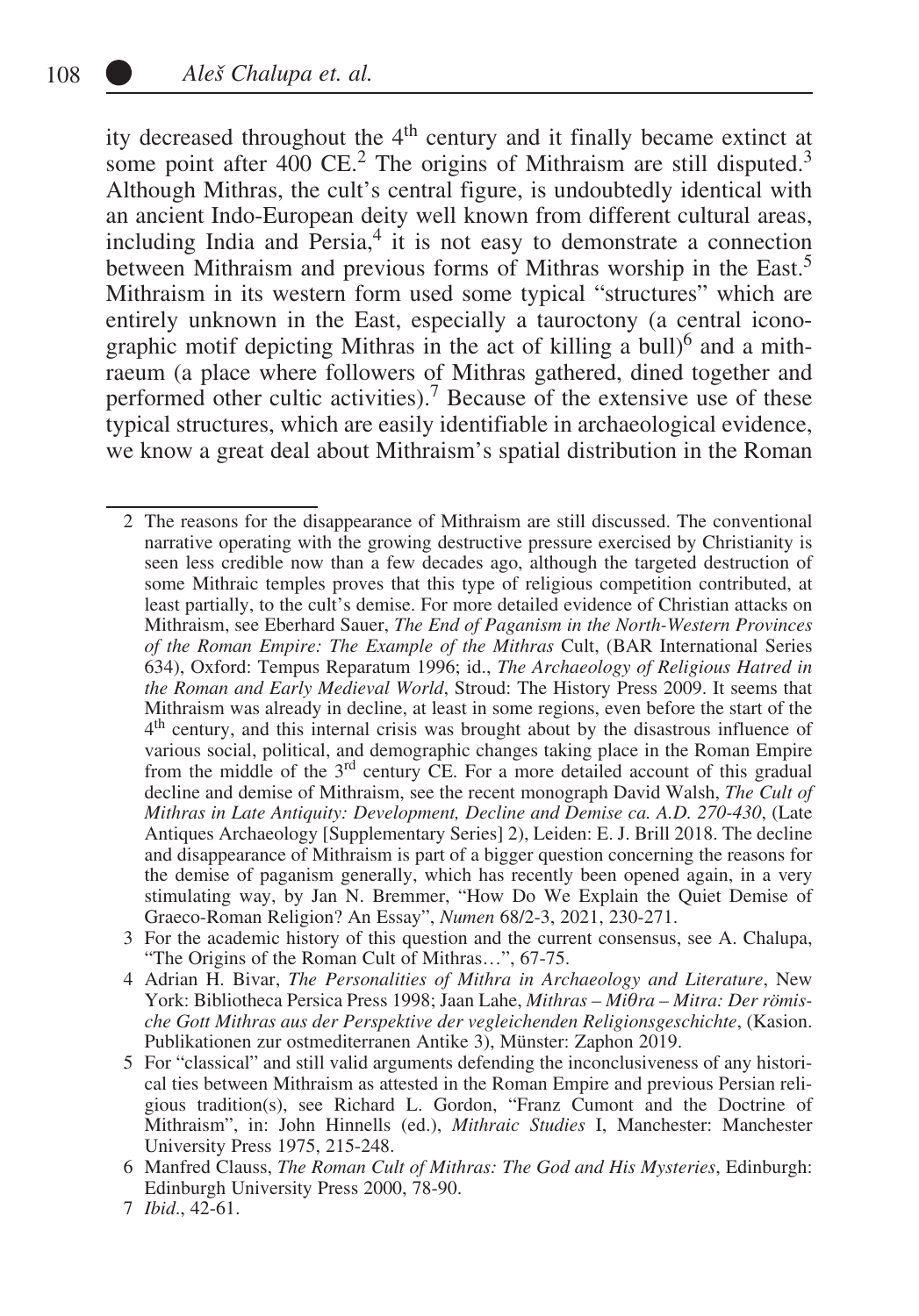ity decreased throughout the 4th century and it finally became extinct at some point after 400 CE.[2] The origins of Mithraism are still disputed.[3] Although Mithras, the cult's central figure, is undoubtedly identical with an ancient Indo-European deity well known from different cultural areas, including India and Persia,[4] it is not easy to demonstrate a connection between Mithraism and previous forms of Mithras worship in the East.[5] Mithraism in its western form used some typical "structures" which are entirely unknown in the East, especially a tauroctony (a central iconographic motif depicting Mithras in the act of killing a bull)[6] and a mithraeum (a place where followers of Mithras gathered, dined together and performed other cultic activities).[7] Because of the extensive use of these typical structures, which are easily identifiable in archaeological evidence, we know a great deal about Mithraism's spatial distribution in the Roman

---

2 The reasons for the disappearance of Mithraism are still discussed. The conventional narrative operating with the growing destructive pressure exercised by Christianity is seen less credible now than a few decades ago, although the targeted destruction of some Mithraic temples proves that this type of religious competition contributed, at least partially, to the cult's demise. For more detailed evidence of Christian attacks on Mithraism, see Eberhard Sauer, *The End of Paganism in the North-Western Provinces of the Roman Empire: The Example of the Mithras* Cult, (BAR International Series 634), Oxford: Tempus Reparatum 1996; id., *The Archaeology of Religious Hatred in the Roman and Early Medieval World*, Stroud: The History Press 2009. It seems that Mithraism was already in decline, at least in some regions, even before the start of the 4th century, and this internal crisis was brought about by the disastrous influence of various social, political, and demographic changes taking place in the Roman Empire from the middle of the 3rd century CE. For a more detailed account of this gradual decline and demise of Mithraism, see the recent monograph David Walsh, *The Cult of Mithras in Late Antiquity: Development, Decline and Demise ca. A.D. 270-430*, (Late Antiques Archaeology [Supplementary Series] 2), Leiden: E. J. Brill 2018. The decline and disappearance of Mithraism is part of a bigger question concerning the reasons for the demise of paganism generally, which has recently been opened again, in a very stimulating way, by Jan N. Bremmer, "How Do We Explain the Quiet Demise of Graeco-Roman Religion? An Essay", *Numen* 68/2-3, 2021, 230-271.

3 For the academic history of this question and the current consensus, see A. Chalupa, "The Origins of the Roman Cult of Mithras…", 67-75.

4 Adrian H. Bivar, *The Personalities of Mithra in Archaeology and Literature*, New York: Bibliotheca Persica Press 1998; Jaan Lahe, *Mithras – Miθra – Mitra: Der römische Gott Mithras aus der Perspektive der vegleichenden Religionsgeschichte*, (Kasion. Publikationen zur ostmediterranen Antike 3), Münster: Zaphon 2019.

5 For "classical" and still valid arguments defending the inconclusiveness of any historical ties between Mithraism as attested in the Roman Empire and previous Persian religious tradition(s), see Richard L. Gordon, "Franz Cumont and the Doctrine of Mithraism", in: John Hinnells (ed.), *Mithraic Studies* I, Manchester: Manchester University Press 1975, 215-248.

6 Manfred Clauss, *The Roman Cult of Mithras: The God and His Mysteries*, Edinburgh: Edinburgh University Press 2000, 78-90.

7 *Ibid*., 42-61.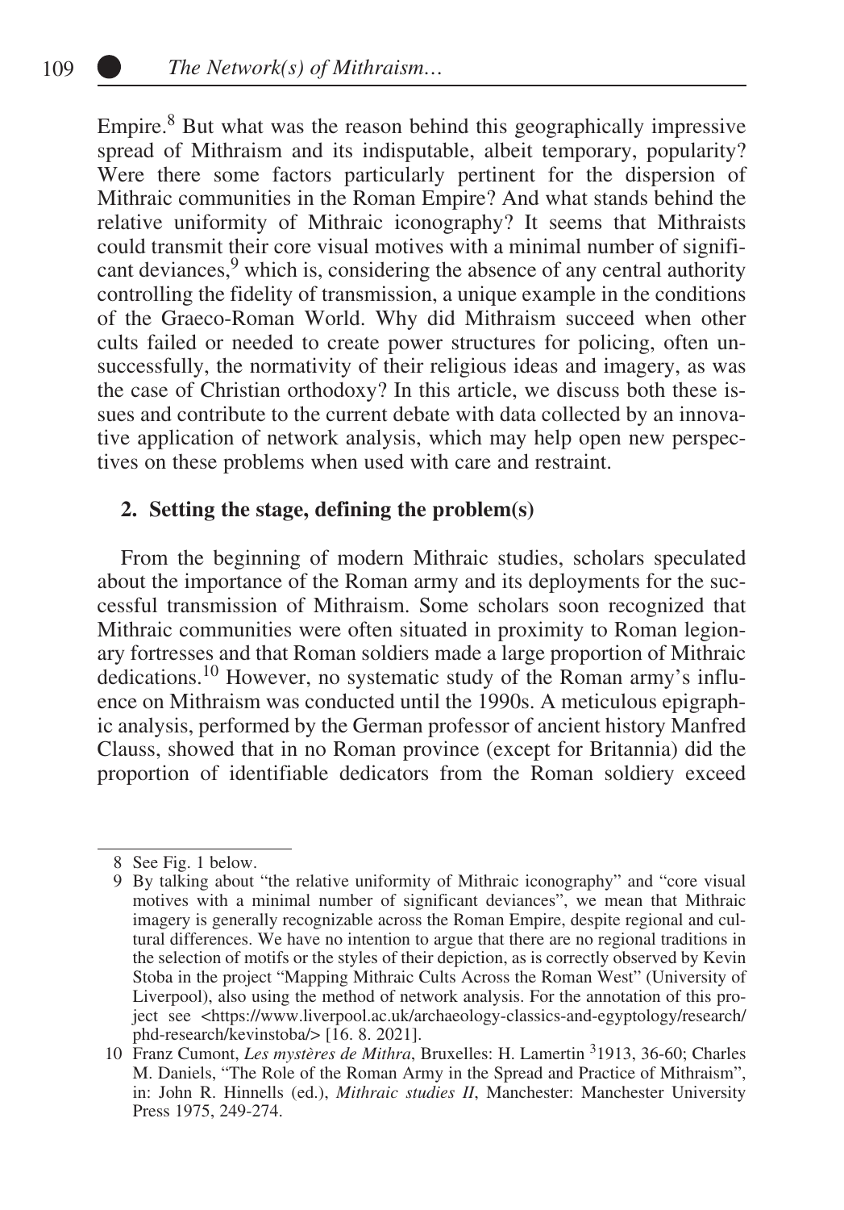Empire.[8] But what was the reason behind this geographically impressive spread of Mithraism and its indisputable, albeit temporary, popularity? Were there some factors particularly pertinent for the dispersion of Mithraic communities in the Roman Empire? And what stands behind the relative uniformity of Mithraic iconography? It seems that Mithraists could transmit their core visual motives with a minimal number of significant deviances,[9] which is, considering the absence of any central authority controlling the fidelity of transmission, a unique example in the conditions of the Graeco-Roman World. Why did Mithraism succeed when other cults failed or needed to create power structures for policing, often unsuccessfully, the normativity of their religious ideas and imagery, as was the case of Christian orthodoxy? In this article, we discuss both these issues and contribute to the current debate with data collected by an innovative application of network analysis, which may help open new perspectives on these problems when used with care and restraint.

## 2. Setting the stage, defining the problem(s)

From the beginning of modern Mithraic studies, scholars speculated about the importance of the Roman army and its deployments for the successful transmission of Mithraism. Some scholars soon recognized that Mithraic communities were often situated in proximity to Roman legionary fortresses and that Roman soldiers made a large proportion of Mithraic dedications.[10] However, no systematic study of the Roman army's influence on Mithraism was conducted until the 1990s. A meticulous epigraphic analysis, performed by the German professor of ancient history Manfred Clauss, showed that in no Roman province (except for Britannia) did the proportion of identifiable dedicators from the Roman soldiery exceed

---

8 See Fig. 1 below.

9 By talking about "the relative uniformity of Mithraic iconography" and "core visual motives with a minimal number of significant deviances", we mean that Mithraic imagery is generally recognizable across the Roman Empire, despite regional and cultural differences. We have no intention to argue that there are no regional traditions in the selection of motifs or the styles of their depiction, as is correctly observed by Kevin Stoba in the project "Mapping Mithraic Cults Across the Roman West" (University of Liverpool), also using the method of network analysis. For the annotation of this project see <https://www.liverpool.ac.uk/archaeology-classics-and-egyptology/research/phd-research/kevinstoba/> [16. 8. 2021].

10 Franz Cumont, *Les mystères de Mithra*, Bruxelles: H. Lamertin [3]1913, 36-60; Charles M. Daniels, "The Role of the Roman Army in the Spread and Practice of Mithraism", in: John R. Hinnells (ed.), *Mithraic studies II*, Manchester: Manchester University Press 1975, 249-274.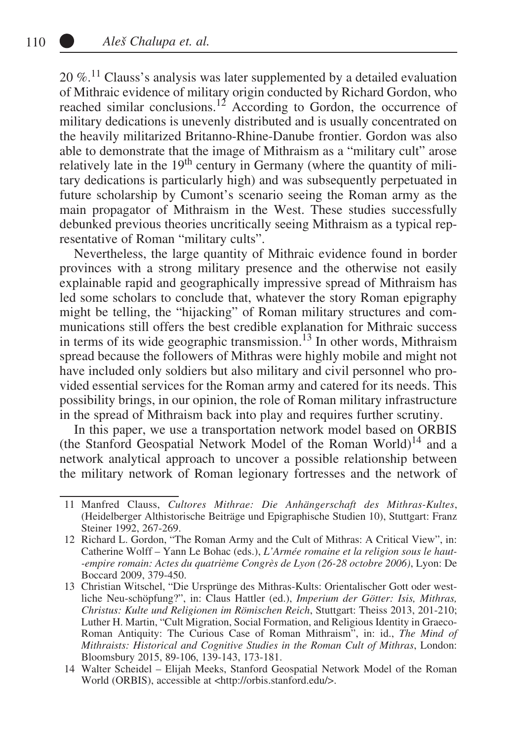20 %.[11] Clauss's analysis was later supplemented by a detailed evaluation of Mithraic evidence of military origin conducted by Richard Gordon, who reached similar conclusions.[12] According to Gordon, the occurrence of military dedications is unevenly distributed and is usually concentrated on the heavily militarized Britanno-Rhine-Danube frontier. Gordon was also able to demonstrate that the image of Mithraism as a "military cult" arose relatively late in the 19th century in Germany (where the quantity of military dedications is particularly high) and was subsequently perpetuated in future scholarship by Cumont's scenario seeing the Roman army as the main propagator of Mithraism in the West. These studies successfully debunked previous theories uncritically seeing Mithraism as a typical representative of Roman "military cults".

Nevertheless, the large quantity of Mithraic evidence found in border provinces with a strong military presence and the otherwise not easily explainable rapid and geographically impressive spread of Mithraism has led some scholars to conclude that, whatever the story Roman epigraphy might be telling, the "hijacking" of Roman military structures and communications still offers the best credible explanation for Mithraic success in terms of its wide geographic transmission.[13] In other words, Mithraism spread because the followers of Mithras were highly mobile and might not have included only soldiers but also military and civil personnel who provided essential services for the Roman army and catered for its needs. This possibility brings, in our opinion, the role of Roman military infrastructure in the spread of Mithraism back into play and requires further scrutiny.

In this paper, we use a transportation network model based on ORBIS (the Stanford Geospatial Network Model of the Roman World)[14] and a network analytical approach to uncover a possible relationship between the military network of Roman legionary fortresses and the network of

---

11 Manfred Clauss, *Cultores Mithrae: Die Anhängerschaft des Mithras-Kultes*, (Heidelberger Althistorische Beiträge und Epigraphische Studien 10), Stuttgart: Franz Steiner 1992, 267-269.

12 Richard L. Gordon, "The Roman Army and the Cult of Mithras: A Critical View", in: Catherine Wolff – Yann Le Bohac (eds.), *L'Armée romaine et la religion sous le haut--empire romain: Actes du quatrième Congrès de Lyon (26-28 octobre 2006)*, Lyon: De Boccard 2009, 379-450.

13 Christian Witschel, "Die Ursprünge des Mithras-Kults: Orientalischer Gott oder westliche Neu-schöpfung?", in: Claus Hattler (ed.), *Imperium der Götter: Isis, Mithras, Christus: Kulte und Religionen im Römischen Reich*, Stuttgart: Theiss 2013, 201-210; Luther H. Martin, "Cult Migration, Social Formation, and Religious Identity in Graeco-Roman Antiquity: The Curious Case of Roman Mithraism", in: id., *The Mind of Mithraists: Historical and Cognitive Studies in the Roman Cult of Mithras*, London: Bloomsbury 2015, 89-106, 139-143, 173-181.

14 Walter Scheidel – Elijah Meeks, Stanford Geospatial Network Model of the Roman World (ORBIS), accessible at <http://orbis.stanford.edu/>.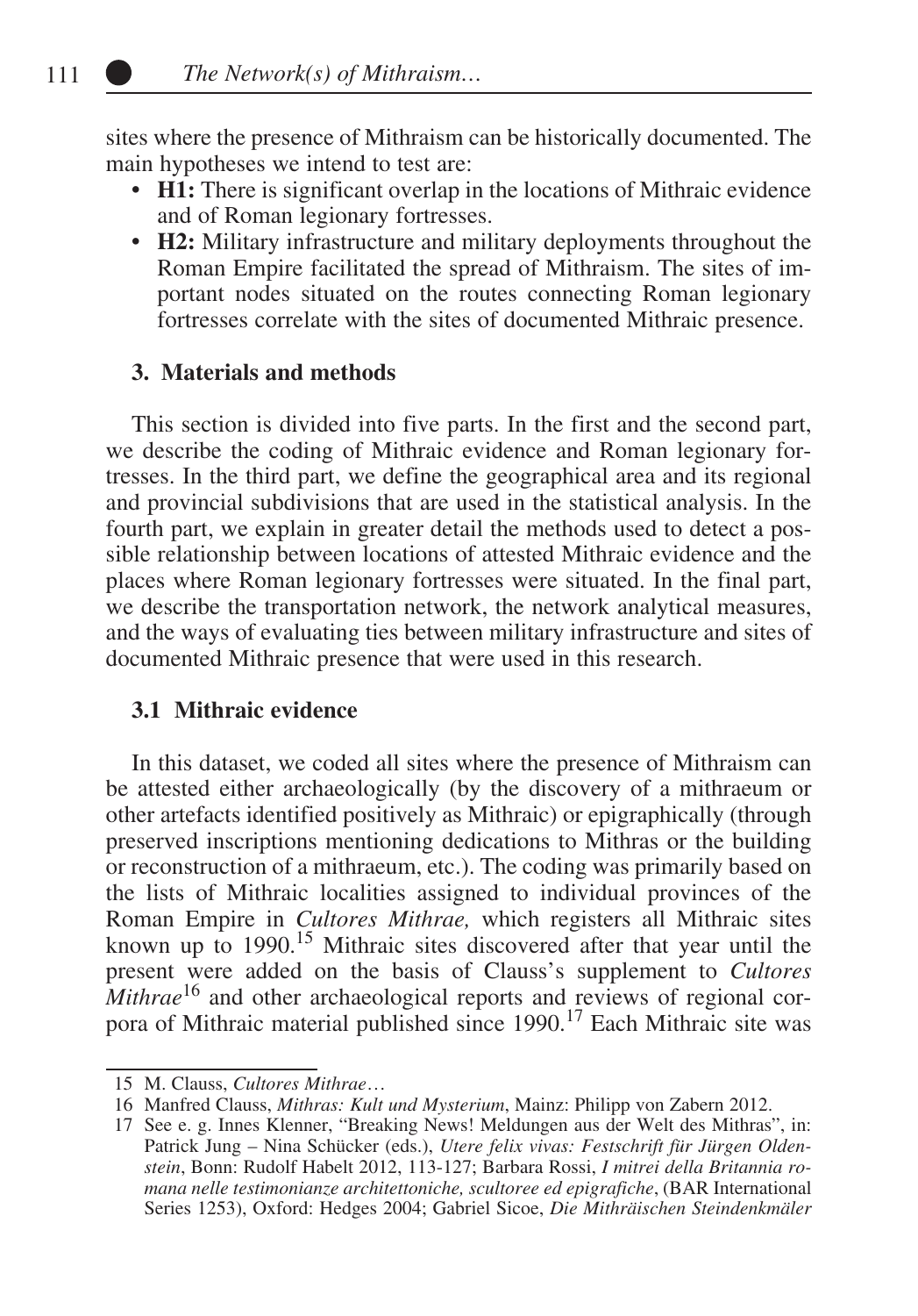sites where the presence of Mithraism can be historically documented. The main hypotheses we intend to test are:

- **H1:** There is significant overlap in the locations of Mithraic evidence and of Roman legionary fortresses.
- **H2:** Military infrastructure and military deployments throughout the Roman Empire facilitated the spread of Mithraism. The sites of important nodes situated on the routes connecting Roman legionary fortresses correlate with the sites of documented Mithraic presence.

## 3. Materials and methods

This section is divided into five parts. In the first and the second part, we describe the coding of Mithraic evidence and Roman legionary fortresses. In the third part, we define the geographical area and its regional and provincial subdivisions that are used in the statistical analysis. In the fourth part, we explain in greater detail the methods used to detect a possible relationship between locations of attested Mithraic evidence and the places where Roman legionary fortresses were situated. In the final part, we describe the transportation network, the network analytical measures, and the ways of evaluating ties between military infrastructure and sites of documented Mithraic presence that were used in this research.

### 3.1 Mithraic evidence

In this dataset, we coded all sites where the presence of Mithraism can be attested either archaeologically (by the discovery of a mithraeum or other artefacts identified positively as Mithraic) or epigraphically (through preserved inscriptions mentioning dedications to Mithras or the building or reconstruction of a mithraeum, etc.). The coding was primarily based on the lists of Mithraic localities assigned to individual provinces of the Roman Empire in *Cultores Mithrae,* which registers all Mithraic sites known up to 1990.[15] Mithraic sites discovered after that year until the present were added on the basis of Clauss's supplement to *Cultores Mithrae*[16] and other archaeological reports and reviews of regional corpora of Mithraic material published since 1990.[17] Each Mithraic site was

---

15 M. Clauss, *Cultores Mithrae*…

16 Manfred Clauss, *Mithras: Kult und Mysterium*, Mainz: Philipp von Zabern 2012.

17 See e. g. Innes Klenner, "Breaking News! Meldungen aus der Welt des Mithras", in: Patrick Jung – Nina Schücker (eds.), *Utere felix vivas: Festschrift für Jürgen Oldenstein*, Bonn: Rudolf Habelt 2012, 113-127; Barbara Rossi, *I mitrei della Britannia romana nelle testimonianze architettoniche, scultoree ed epigrafiche*, (BAR International Series 1253), Oxford: Hedges 2004; Gabriel Sicoe, *Die Mithräischen Steindenkmäler*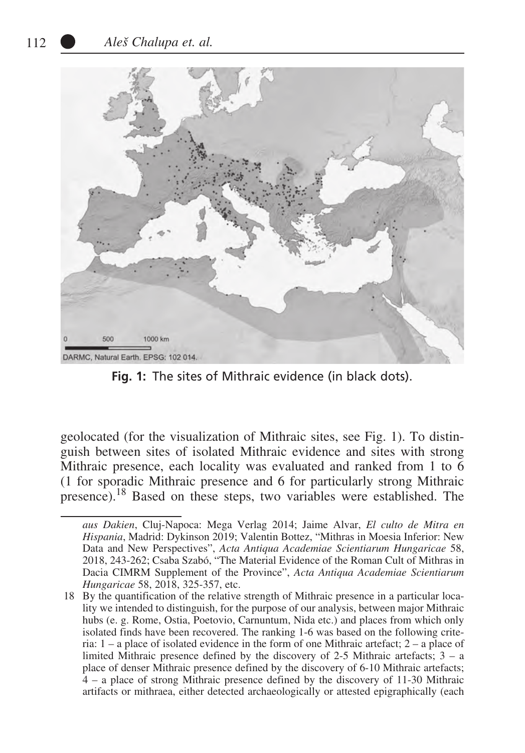Fig. 1: The sites of Mithraic evidence (in black dots).

geolocated (for the visualization of Mithraic sites, see Fig. 1). To distinguish between sites of isolated Mithraic evidence and sites with strong Mithraic presence, each locality was evaluated and ranked from 1 to 6 (1 for sporadic Mithraic presence and 6 for particularly strong Mithraic presence).[18] Based on these steps, two variables were established. The

*aus Dakien*, Cluj-Napoca: Mega Verlag 2014; Jaime Alvar, *El culto de Mitra en Hispania*, Madrid: Dykinson 2019; Valentin Bottez, "Mithras in Moesia Inferior: New Data and New Perspectives", *Acta Antiqua Academiae Scientiarum Hungaricae* 58, 2018, 243-262; Csaba Szabó, "The Material Evidence of the Roman Cult of Mithras in Dacia CIMRM Supplement of the Province", *Acta Antiqua Academiae Scientiarum Hungaricae* 58, 2018, 325-357, etc.

18 By the quantification of the relative strength of Mithraic presence in a particular locality we intended to distinguish, for the purpose of our analysis, between major Mithraic hubs (e. g. Rome, Ostia, Poetovio, Carnuntum, Nida etc.) and places from which only isolated finds have been recovered. The ranking 1-6 was based on the following criteria: 1 – a place of isolated evidence in the form of one Mithraic artefact; 2 – a place of limited Mithraic presence defined by the discovery of 2-5 Mithraic artefacts; 3 – a place of denser Mithraic presence defined by the discovery of 6-10 Mithraic artefacts; 4 – a place of strong Mithraic presence defined by the discovery of 11-30 Mithraic artifacts or mithraea, either detected archaeologically or attested epigraphically (each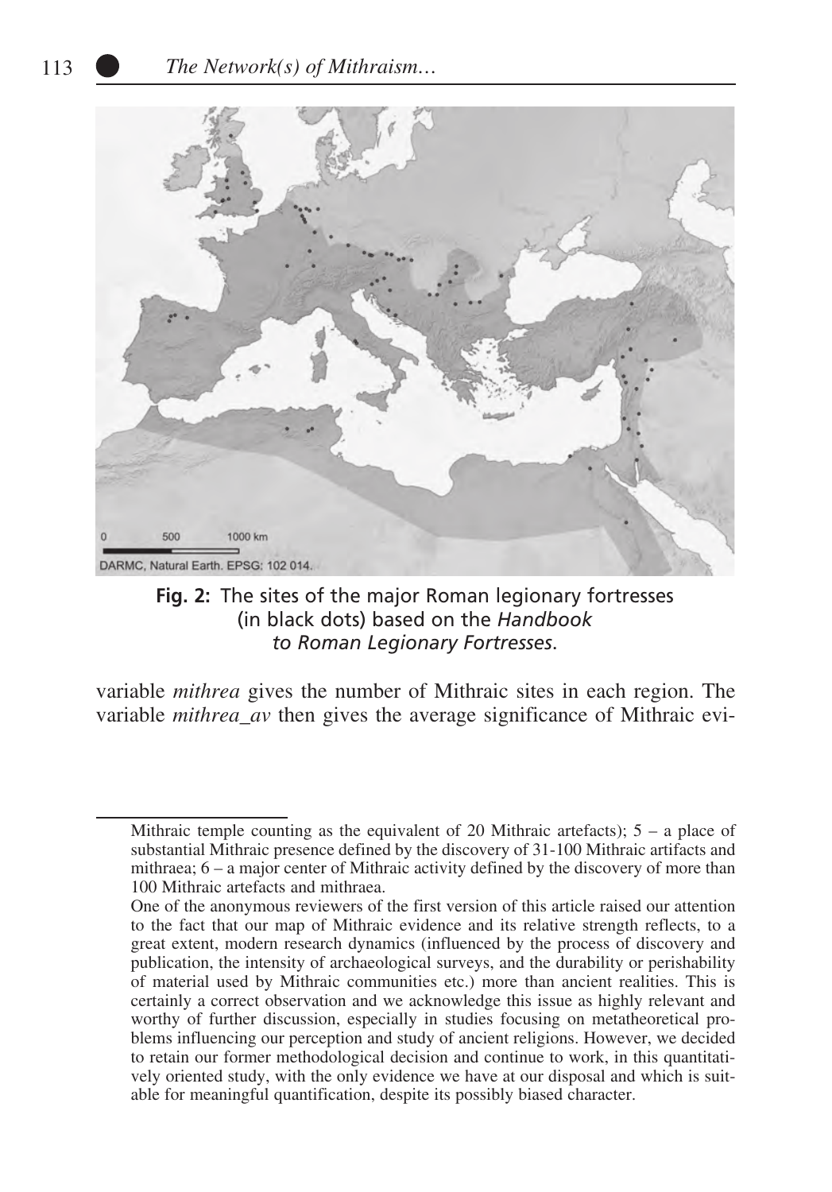DARMC, Natural Earth. EPSG: 102 014.

**Fig. 2:** The sites of the major Roman legionary fortresses (in black dots) based on the *Handbook to Roman Legionary Fortresses*.

variable *mithrea* gives the number of Mithraic sites in each region. The variable *mithrea_av* then gives the average significance of Mithraic evi-

---

Mithraic temple counting as the equivalent of 20 Mithraic artefacts); 5 – a place of substantial Mithraic presence defined by the discovery of 31-100 Mithraic artifacts and mithraea; 6 – a major center of Mithraic activity defined by the discovery of more than 100 Mithraic artefacts and mithraea.

One of the anonymous reviewers of the first version of this article raised our attention to the fact that our map of Mithraic evidence and its relative strength reflects, to a great extent, modern research dynamics (influenced by the process of discovery and publication, the intensity of archaeological surveys, and the durability or perishability of material used by Mithraic communities etc.) more than ancient realities. This is certainly a correct observation and we acknowledge this issue as highly relevant and worthy of further discussion, especially in studies focusing on metatheoretical problems influencing our perception and study of ancient religions. However, we decided to retain our former methodological decision and continue to work, in this quantitatively oriented study, with the only evidence we have at our disposal and which is suitable for meaningful quantification, despite its possibly biased character.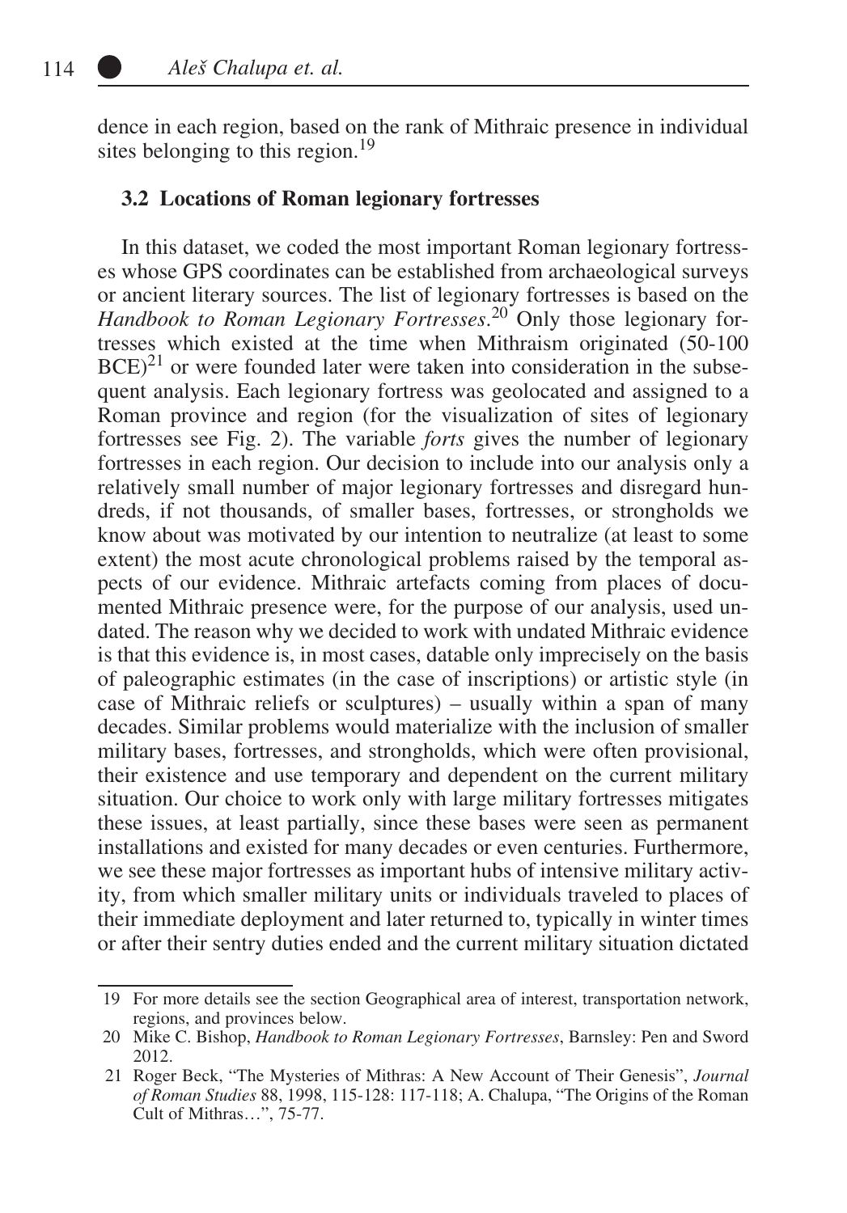dence in each region, based on the rank of Mithraic presence in individual sites belonging to this region.[19]

### 3.2 Locations of Roman legionary fortresses

In this dataset, we coded the most important Roman legionary fortresses whose GPS coordinates can be established from archaeological surveys or ancient literary sources. The list of legionary fortresses is based on the *Handbook to Roman Legionary Fortresses*.[20] Only those legionary fortresses which existed at the time when Mithraism originated (50-100 BCE)[21] or were founded later were taken into consideration in the subsequent analysis. Each legionary fortress was geolocated and assigned to a Roman province and region (for the visualization of sites of legionary fortresses see Fig. 2). The variable *forts* gives the number of legionary fortresses in each region. Our decision to include into our analysis only a relatively small number of major legionary fortresses and disregard hundreds, if not thousands, of smaller bases, fortresses, or strongholds we know about was motivated by our intention to neutralize (at least to some extent) the most acute chronological problems raised by the temporal aspects of our evidence. Mithraic artefacts coming from places of documented Mithraic presence were, for the purpose of our analysis, used undated. The reason why we decided to work with undated Mithraic evidence is that this evidence is, in most cases, datable only imprecisely on the basis of paleographic estimates (in the case of inscriptions) or artistic style (in case of Mithraic reliefs or sculptures) – usually within a span of many decades. Similar problems would materialize with the inclusion of smaller military bases, fortresses, and strongholds, which were often provisional, their existence and use temporary and dependent on the current military situation. Our choice to work only with large military fortresses mitigates these issues, at least partially, since these bases were seen as permanent installations and existed for many decades or even centuries. Furthermore, we see these major fortresses as important hubs of intensive military activity, from which smaller military units or individuals traveled to places of their immediate deployment and later returned to, typically in winter times or after their sentry duties ended and the current military situation dictated

---

19 For more details see the section Geographical area of interest, transportation network, regions, and provinces below.

20 Mike C. Bishop, *Handbook to Roman Legionary Fortresses*, Barnsley: Pen and Sword 2012.

21 Roger Beck, "The Mysteries of Mithras: A New Account of Their Genesis", *Journal of Roman Studies* 88, 1998, 115-128: 117-118; A. Chalupa, "The Origins of the Roman Cult of Mithras…", 75-77.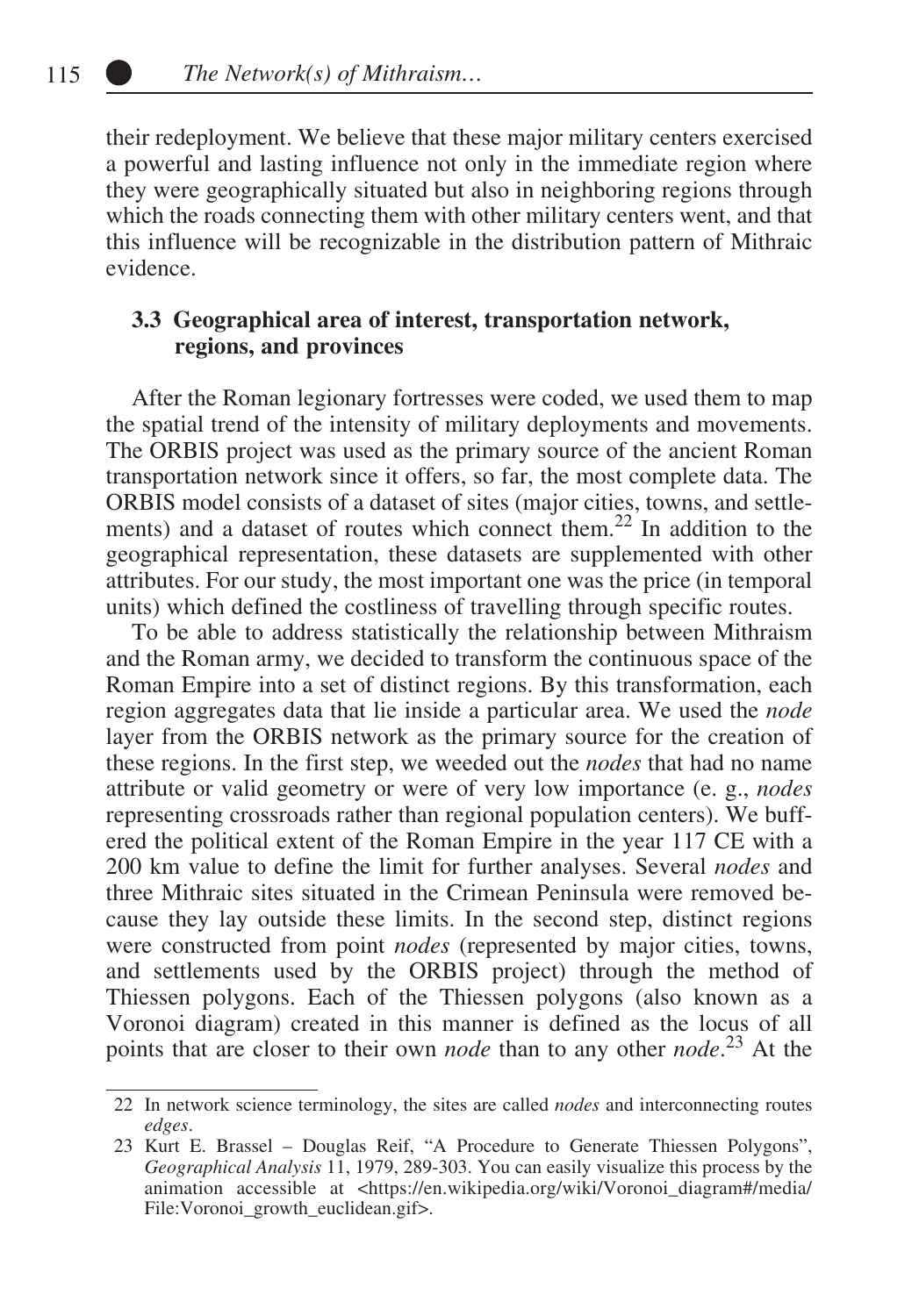their redeployment. We believe that these major military centers exercised a powerful and lasting influence not only in the immediate region where they were geographically situated but also in neighboring regions through which the roads connecting them with other military centers went, and that this influence will be recognizable in the distribution pattern of Mithraic evidence.

### 3.3 Geographical area of interest, transportation network, regions, and provinces

After the Roman legionary fortresses were coded, we used them to map the spatial trend of the intensity of military deployments and movements. The ORBIS project was used as the primary source of the ancient Roman transportation network since it offers, so far, the most complete data. The ORBIS model consists of a dataset of sites (major cities, towns, and settlements) and a dataset of routes which connect them.[22] In addition to the geographical representation, these datasets are supplemented with other attributes. For our study, the most important one was the price (in temporal units) which defined the costliness of travelling through specific routes.

To be able to address statistically the relationship between Mithraism and the Roman army, we decided to transform the continuous space of the Roman Empire into a set of distinct regions. By this transformation, each region aggregates data that lie inside a particular area. We used the *node* layer from the ORBIS network as the primary source for the creation of these regions. In the first step, we weeded out the *nodes* that had no name attribute or valid geometry or were of very low importance (e. g., *nodes* representing crossroads rather than regional population centers). We buffered the political extent of the Roman Empire in the year 117 CE with a 200 km value to define the limit for further analyses. Several *nodes* and three Mithraic sites situated in the Crimean Peninsula were removed because they lay outside these limits. In the second step, distinct regions were constructed from point *nodes* (represented by major cities, towns, and settlements used by the ORBIS project) through the method of Thiessen polygons. Each of the Thiessen polygons (also known as a Voronoi diagram) created in this manner is defined as the locus of all points that are closer to their own *node* than to any other *node*.[23] At the

22 In network science terminology, the sites are called *nodes* and interconnecting routes *edges*.

23 Kurt E. Brassel – Douglas Reif, "A Procedure to Generate Thiessen Polygons", *Geographical Analysis* 11, 1979, 289-303. You can easily visualize this process by the animation accessible at <https://en.wikipedia.org/wiki/Voronoi_diagram#/media/File:Voronoi_growth_euclidean.gif>.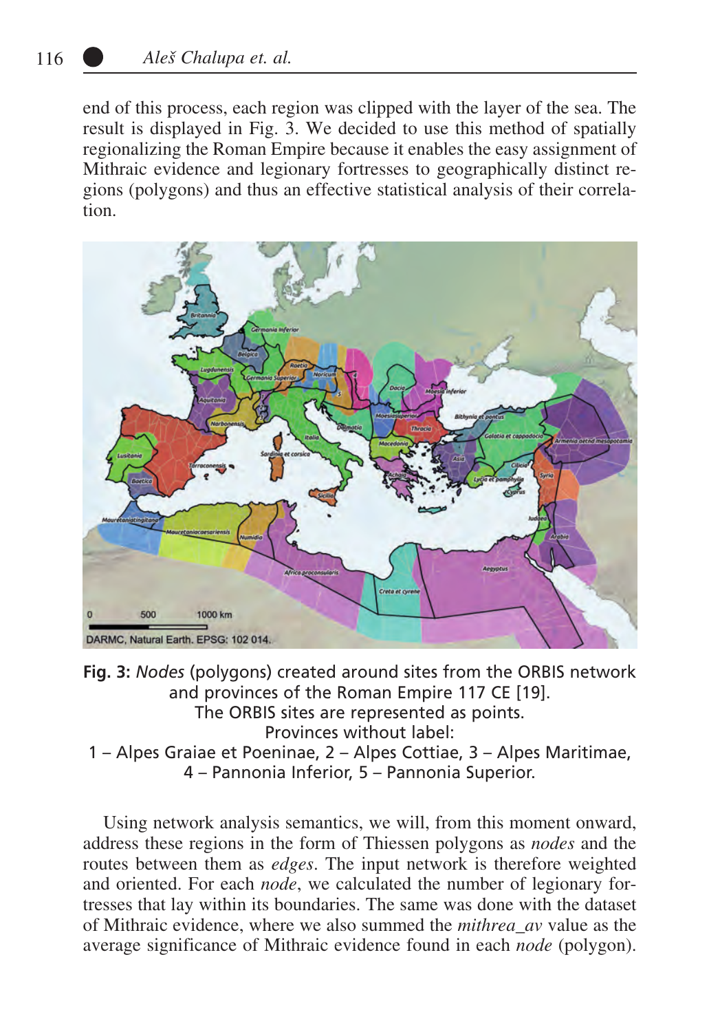end of this process, each region was clipped with the layer of the sea. The result is displayed in Fig. 3. We decided to use this method of spatially regionalizing the Roman Empire because it enables the easy assignment of Mithraic evidence and legionary fortresses to geographically distinct regions (polygons) and thus an effective statistical analysis of their correlation.

**Fig. 3:** *Nodes* (polygons) created around sites from the ORBIS network and provinces of the Roman Empire 117 CE [19].
The ORBIS sites are represented as points.
Provinces without label:
1 – Alpes Graiae et Poeninae, 2 – Alpes Cottiae, 3 – Alpes Maritimae, 4 – Pannonia Inferior, 5 – Pannonia Superior.

Using network analysis semantics, we will, from this moment onward, address these regions in the form of Thiessen polygons as *nodes* and the routes between them as *edges*. The input network is therefore weighted and oriented. For each *node*, we calculated the number of legionary fortresses that lay within its boundaries. The same was done with the dataset of Mithraic evidence, where we also summed the *mithrea_av* value as the average significance of Mithraic evidence found in each *node* (polygon).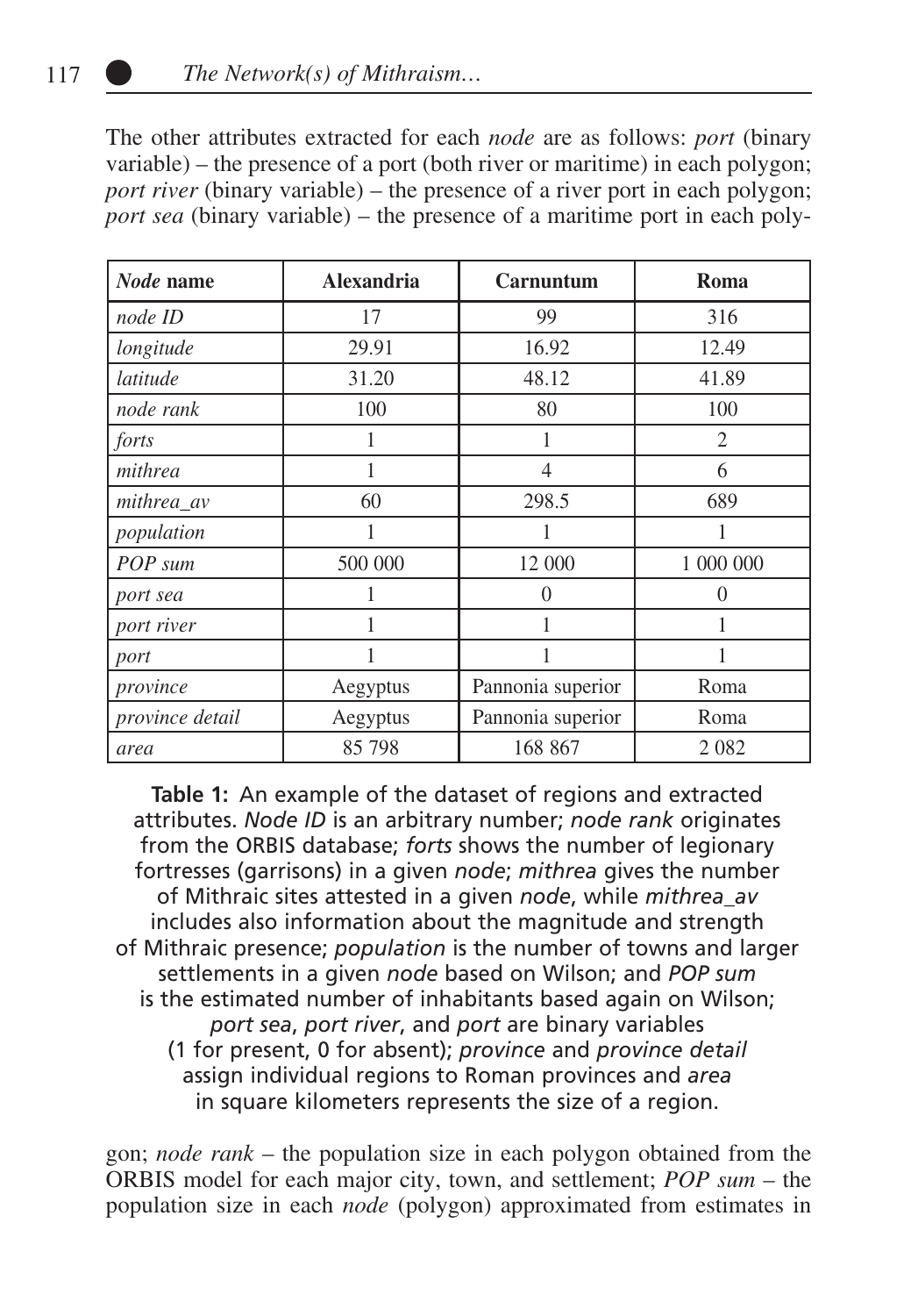The other attributes extracted for each *node* are as follows: *port* (binary variable) – the presence of a port (both river or maritime) in each polygon; *port river* (binary variable) – the presence of a river port in each polygon; *port sea* (binary variable) – the presence of a maritime port in each poly-

| *Node* name | Alexandria | Carnuntum | Roma |
|---|---|---|---|
| *node ID* | 17 | 99 | 316 |
| *longitude* | 29.91 | 16.92 | 12.49 |
| *latitude* | 31.20 | 48.12 | 41.89 |
| *node rank* | 100 | 80 | 100 |
| *forts* | 1 | 1 | 2 |
| *mithrea* | 1 | 4 | 6 |
| *mithrea_av* | 60 | 298.5 | 689 |
| *population* | 1 | 1 | 1 |
| *POP sum* | 500 000 | 12 000 | 1 000 000 |
| *port sea* | 1 | 0 | 0 |
| *port river* | 1 | 1 | 1 |
| *port* | 1 | 1 | 1 |
| *province* | Aegyptus | Pannonia superior | Roma |
| *province detail* | Aegyptus | Pannonia superior | Roma |
| *area* | 85 798 | 168 867 | 2 082 |

**Table 1:** An example of the dataset of regions and extracted attributes. *Node ID* is an arbitrary number; *node rank* originates from the ORBIS database; *forts* shows the number of legionary fortresses (garrisons) in a given *node*; *mithrea* gives the number of Mithraic sites attested in a given *node*, while *mithrea_av* includes also information about the magnitude and strength of Mithraic presence; *population* is the number of towns and larger settlements in a given *node* based on Wilson; and *POP sum* is the estimated number of inhabitants based again on Wilson; *port sea*, *port river*, and *port* are binary variables (1 for present, 0 for absent); *province* and *province detail* assign individual regions to Roman provinces and *area* in square kilometers represents the size of a region.

gon; *node rank* – the population size in each polygon obtained from the ORBIS model for each major city, town, and settlement; *POP sum* – the population size in each *node* (polygon) approximated from estimates in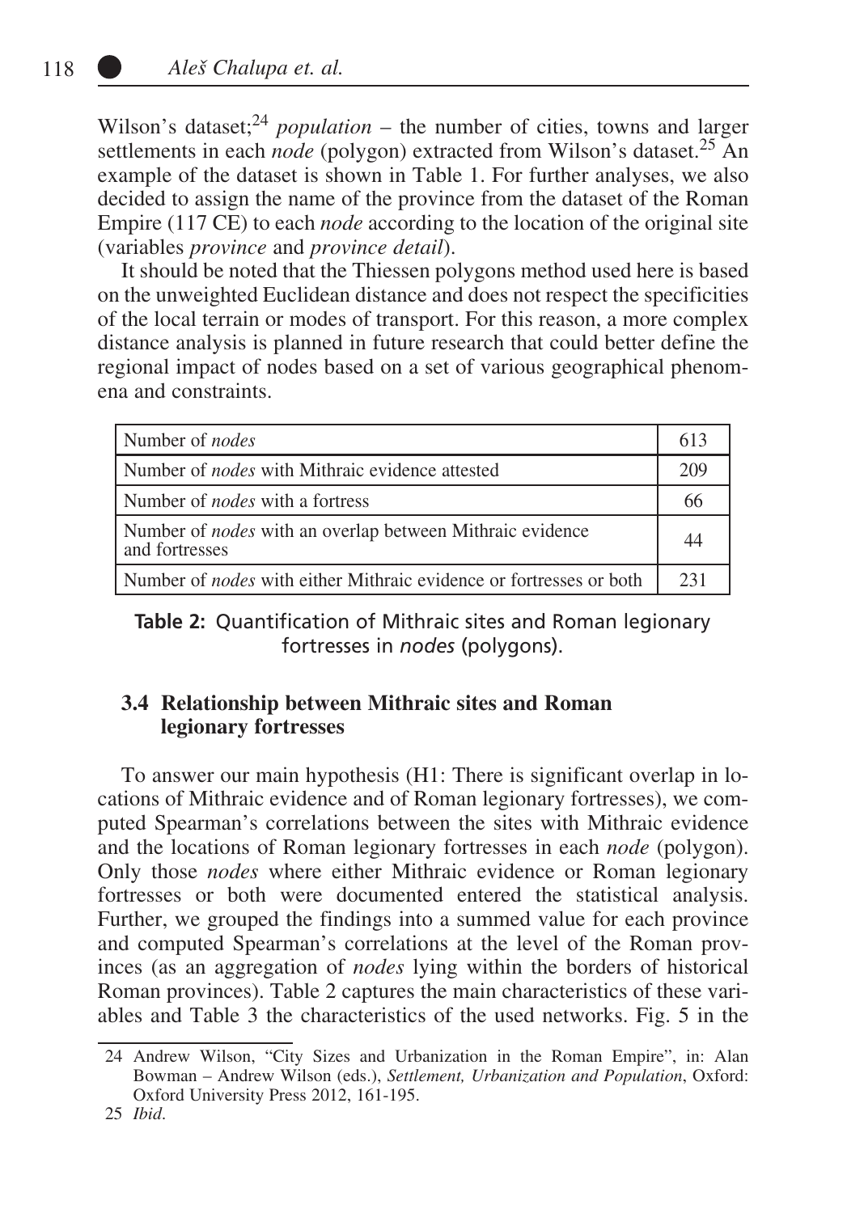Wilson's dataset;[24] *population* – the number of cities, towns and larger settlements in each *node* (polygon) extracted from Wilson's dataset.[25] An example of the dataset is shown in Table 1. For further analyses, we also decided to assign the name of the province from the dataset of the Roman Empire (117 CE) to each *node* according to the location of the original site (variables *province* and *province detail*).

It should be noted that the Thiessen polygons method used here is based on the unweighted Euclidean distance and does not respect the specificities of the local terrain or modes of transport. For this reason, a more complex distance analysis is planned in future research that could better define the regional impact of nodes based on a set of various geographical phenomena and constraints.

| | |
|---|---|
| Number of *nodes* | 613 |
| Number of *nodes* with Mithraic evidence attested | 209 |
| Number of *nodes* with a fortress | 66 |
| Number of *nodes* with an overlap between Mithraic evidence and fortresses | 44 |
| Number of *nodes* with either Mithraic evidence or fortresses or both | 231 |

**Table 2:** Quantification of Mithraic sites and Roman legionary fortresses in *nodes* (polygons).

### 3.4 Relationship between Mithraic sites and Roman legionary fortresses

To answer our main hypothesis (H1: There is significant overlap in locations of Mithraic evidence and of Roman legionary fortresses), we computed Spearman's correlations between the sites with Mithraic evidence and the locations of Roman legionary fortresses in each *node* (polygon). Only those *nodes* where either Mithraic evidence or Roman legionary fortresses or both were documented entered the statistical analysis. Further, we grouped the findings into a summed value for each province and computed Spearman's correlations at the level of the Roman provinces (as an aggregation of *nodes* lying within the borders of historical Roman provinces). Table 2 captures the main characteristics of these variables and Table 3 the characteristics of the used networks. Fig. 5 in the

24 Andrew Wilson, "City Sizes and Urbanization in the Roman Empire", in: Alan Bowman – Andrew Wilson (eds.), *Settlement, Urbanization and Population*, Oxford: Oxford University Press 2012, 161-195.

25 *Ibid.*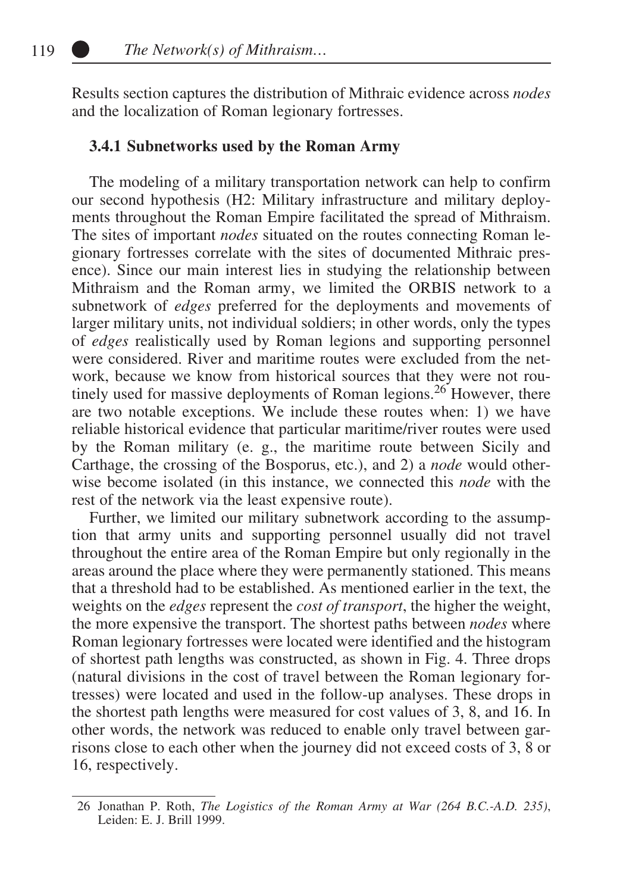Results section captures the distribution of Mithraic evidence across *nodes* and the localization of Roman legionary fortresses.

### 3.4.1 Subnetworks used by the Roman Army

The modeling of a military transportation network can help to confirm our second hypothesis (H2: Military infrastructure and military deployments throughout the Roman Empire facilitated the spread of Mithraism. The sites of important *nodes* situated on the routes connecting Roman legionary fortresses correlate with the sites of documented Mithraic presence). Since our main interest lies in studying the relationship between Mithraism and the Roman army, we limited the ORBIS network to a subnetwork of *edges* preferred for the deployments and movements of larger military units, not individual soldiers; in other words, only the types of *edges* realistically used by Roman legions and supporting personnel were considered. River and maritime routes were excluded from the network, because we know from historical sources that they were not routinely used for massive deployments of Roman legions.[26] However, there are two notable exceptions. We include these routes when: 1) we have reliable historical evidence that particular maritime/river routes were used by the Roman military (e. g., the maritime route between Sicily and Carthage, the crossing of the Bosporus, etc.), and 2) a *node* would otherwise become isolated (in this instance, we connected this *node* with the rest of the network via the least expensive route).

Further, we limited our military subnetwork according to the assumption that army units and supporting personnel usually did not travel throughout the entire area of the Roman Empire but only regionally in the areas around the place where they were permanently stationed. This means that a threshold had to be established. As mentioned earlier in the text, the weights on the *edges* represent the *cost of transport*, the higher the weight, the more expensive the transport. The shortest paths between *nodes* where Roman legionary fortresses were located were identified and the histogram of shortest path lengths was constructed, as shown in Fig. 4. Three drops (natural divisions in the cost of travel between the Roman legionary fortresses) were located and used in the follow-up analyses. These drops in the shortest path lengths were measured for cost values of 3, 8, and 16. In other words, the network was reduced to enable only travel between garrisons close to each other when the journey did not exceed costs of 3, 8 or 16, respectively.

---

26 Jonathan P. Roth, *The Logistics of the Roman Army at War (264 B.C.-A.D. 235)*, Leiden: E. J. Brill 1999.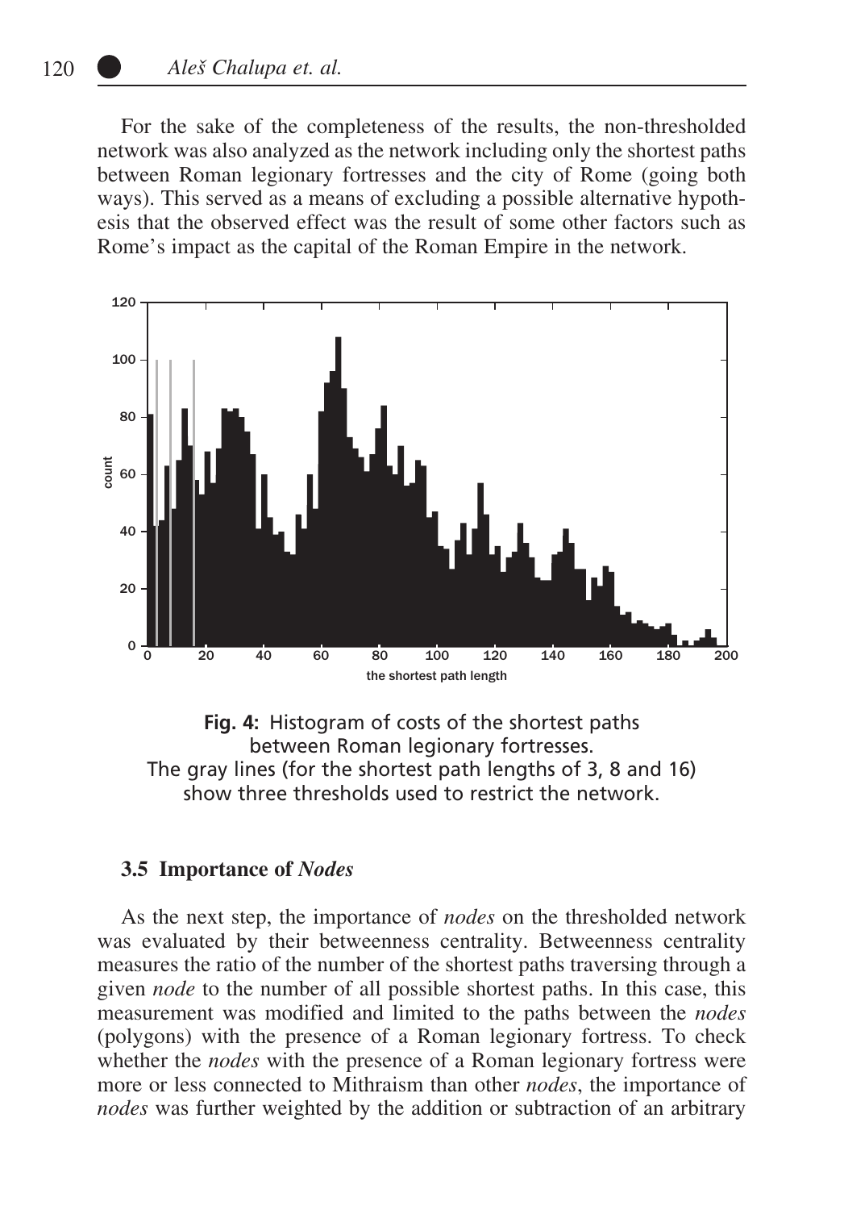For the sake of the completeness of the results, the non-thresholded network was also analyzed as the network including only the shortest paths between Roman legionary fortresses and the city of Rome (going both ways). This served as a means of excluding a possible alternative hypothesis that the observed effect was the result of some other factors such as Rome's impact as the capital of the Roman Empire in the network.

**Fig. 4:** Histogram of costs of the shortest paths between Roman legionary fortresses. The gray lines (for the shortest path lengths of 3, 8 and 16) show three thresholds used to restrict the network.

### 3.5 Importance of *Nodes*

As the next step, the importance of *nodes* on the thresholded network was evaluated by their betweenness centrality. Betweenness centrality measures the ratio of the number of the shortest paths traversing through a given *node* to the number of all possible shortest paths. In this case, this measurement was modified and limited to the paths between the *nodes* (polygons) with the presence of a Roman legionary fortress. To check whether the *nodes* with the presence of a Roman legionary fortress were more or less connected to Mithraism than other *nodes*, the importance of *nodes* was further weighted by the addition or subtraction of an arbitrary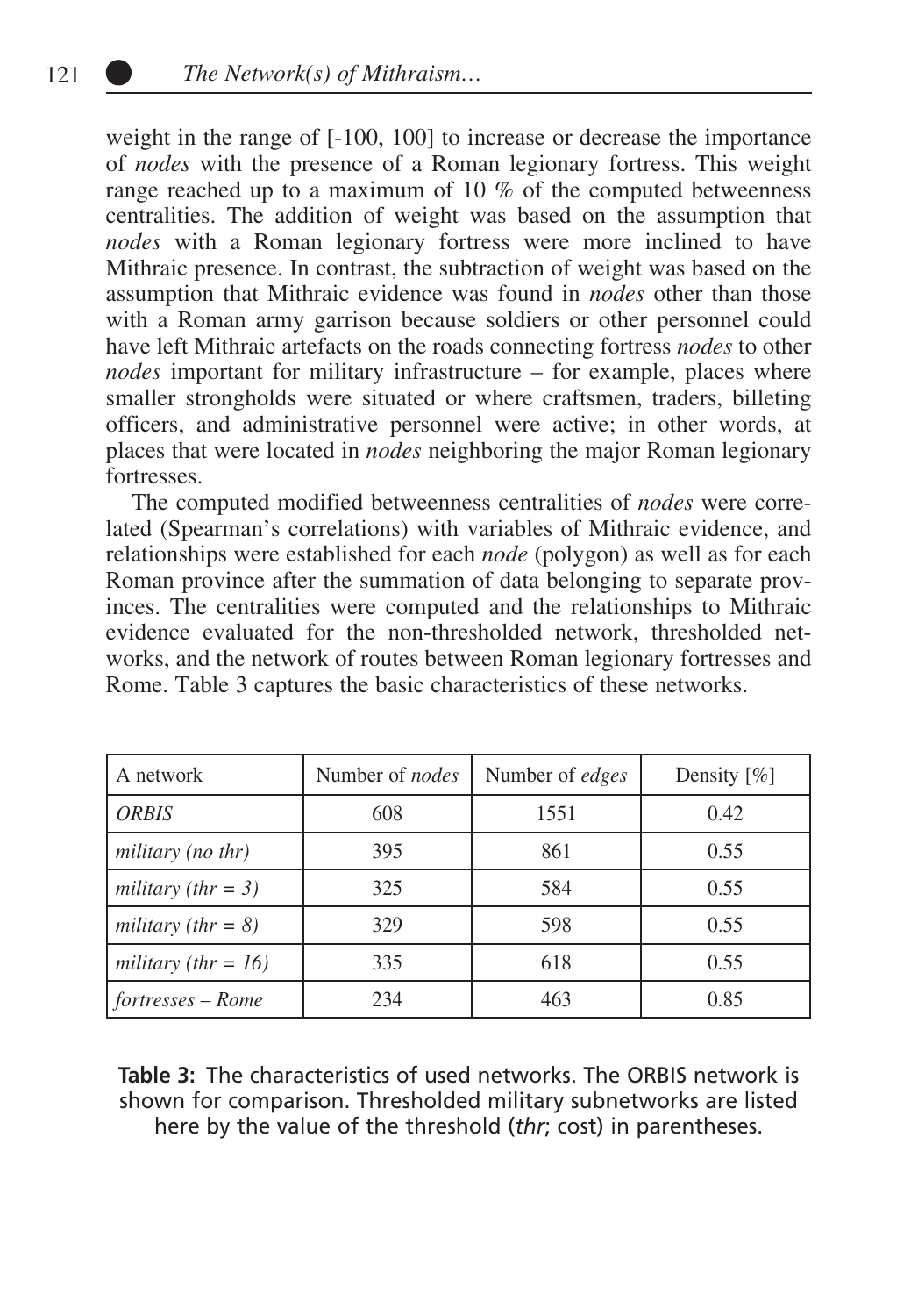weight in the range of [-100, 100] to increase or decrease the importance of *nodes* with the presence of a Roman legionary fortress. This weight range reached up to a maximum of 10 % of the computed betweenness centralities. The addition of weight was based on the assumption that *nodes* with a Roman legionary fortress were more inclined to have Mithraic presence. In contrast, the subtraction of weight was based on the assumption that Mithraic evidence was found in *nodes* other than those with a Roman army garrison because soldiers or other personnel could have left Mithraic artefacts on the roads connecting fortress *nodes* to other *nodes* important for military infrastructure – for example, places where smaller strongholds were situated or where craftsmen, traders, billeting officers, and administrative personnel were active; in other words, at places that were located in *nodes* neighboring the major Roman legionary fortresses.

The computed modified betweenness centralities of *nodes* were correlated (Spearman's correlations) with variables of Mithraic evidence, and relationships were established for each *node* (polygon) as well as for each Roman province after the summation of data belonging to separate provinces. The centralities were computed and the relationships to Mithraic evidence evaluated for the non-thresholded network, thresholded networks, and the network of routes between Roman legionary fortresses and Rome. Table 3 captures the basic characteristics of these networks.

| A network | Number of *nodes* | Number of *edges* | Density [%] |
|---|---|---|---|
| *ORBIS* | 608 | 1551 | 0.42 |
| *military (no thr)* | 395 | 861 | 0.55 |
| *military (thr = 3)* | 325 | 584 | 0.55 |
| *military (thr = 8)* | 329 | 598 | 0.55 |
| *military (thr = 16)* | 335 | 618 | 0.55 |
| *fortresses – Rome* | 234 | 463 | 0.85 |

**Table 3:** The characteristics of used networks. The ORBIS network is shown for comparison. Thresholded military subnetworks are listed here by the value of the threshold (*thr*; cost) in parentheses.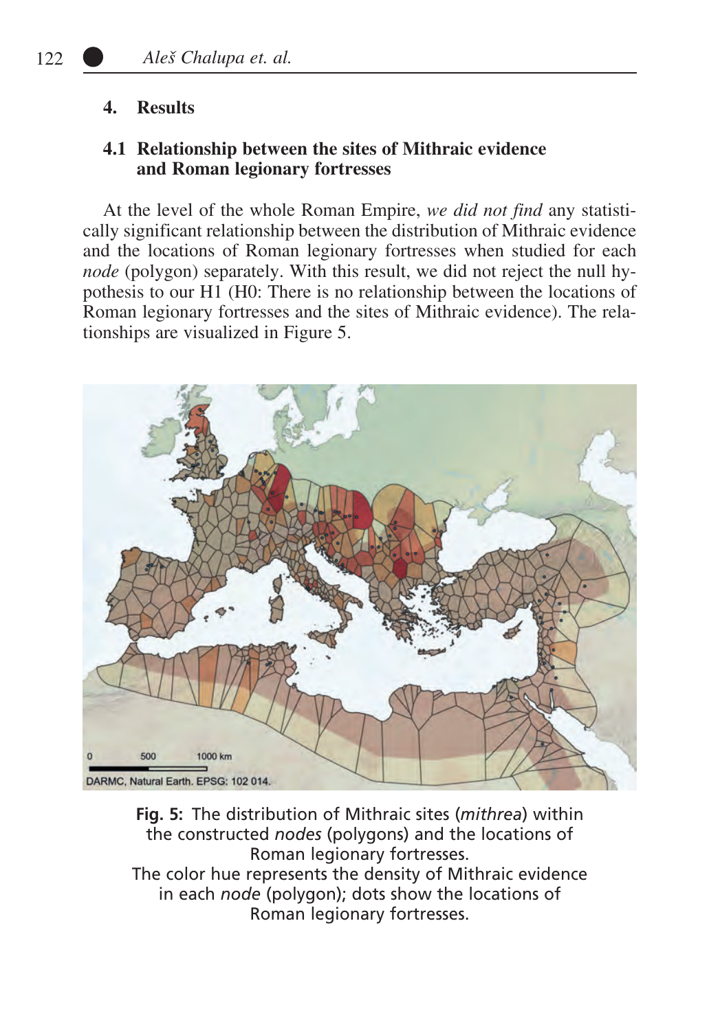## 4. Results

### 4.1 Relationship between the sites of Mithraic evidence and Roman legionary fortresses

At the level of the whole Roman Empire, *we did not find* any statistically significant relationship between the distribution of Mithraic evidence and the locations of Roman legionary fortresses when studied for each *node* (polygon) separately. With this result, we did not reject the null hypothesis to our H1 (H0: There is no relationship between the locations of Roman legionary fortresses and the sites of Mithraic evidence). The relationships are visualized in Figure 5.

**Fig. 5:** The distribution of Mithraic sites (*mithrea*) within the constructed *nodes* (polygons) and the locations of Roman legionary fortresses.
The color hue represents the density of Mithraic evidence in each *node* (polygon); dots show the locations of Roman legionary fortresses.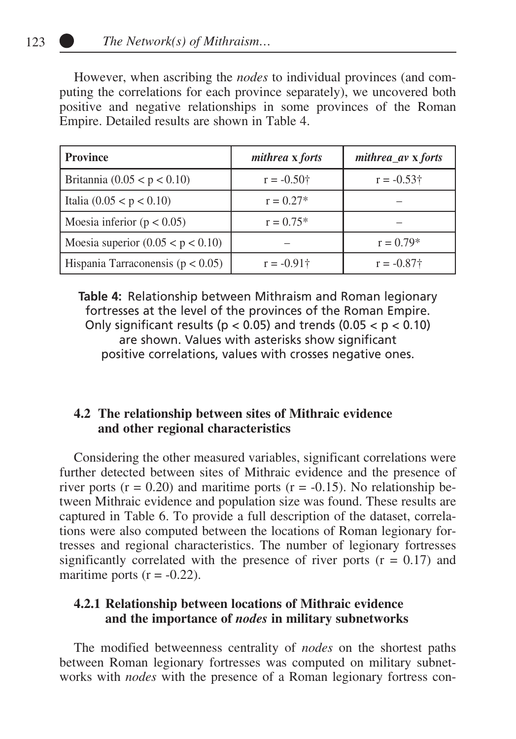However, when ascribing the *nodes* to individual provinces (and computing the correlations for each province separately), we uncovered both positive and negative relationships in some provinces of the Roman Empire. Detailed results are shown in Table 4.

| Province | *mithrea* x *forts* | *mithrea_av* x *forts* |
|---|---|---|
| Britannia ($0.05 < p < 0.10$) | $r = -0.50$† | $r = -0.53$† |
| Italia ($0.05 < p < 0.10$) | $r = 0.27$* | – |
| Moesia inferior ($p < 0.05$) | $r = 0.75$* | – |
| Moesia superior ($0.05 < p < 0.10$) | – | $r = 0.79$* |
| Hispania Tarraconensis ($p < 0.05$) | $r = -0.91$† | $r = -0.87$† |

**Table 4:** Relationship between Mithraism and Roman legionary fortresses at the level of the provinces of the Roman Empire. Only significant results ($p < 0.05$) and trends ($0.05 < p < 0.10$) are shown. Values with asterisks show significant positive correlations, values with crosses negative ones.

### 4.2 The relationship between sites of Mithraic evidence and other regional characteristics

Considering the other measured variables, significant correlations were further detected between sites of Mithraic evidence and the presence of river ports ($r = 0.20$) and maritime ports ($r = -0.15$). No relationship between Mithraic evidence and population size was found. These results are captured in Table 6. To provide a full description of the dataset, correlations were also computed between the locations of Roman legionary fortresses and regional characteristics. The number of legionary fortresses significantly correlated with the presence of river ports ($r = 0.17$) and maritime ports ($r = -0.22$).

#### 4.2.1 Relationship between locations of Mithraic evidence and the importance of *nodes* in military subnetworks

The modified betweenness centrality of *nodes* on the shortest paths between Roman legionary fortresses was computed on military subnetworks with *nodes* with the presence of a Roman legionary fortress con-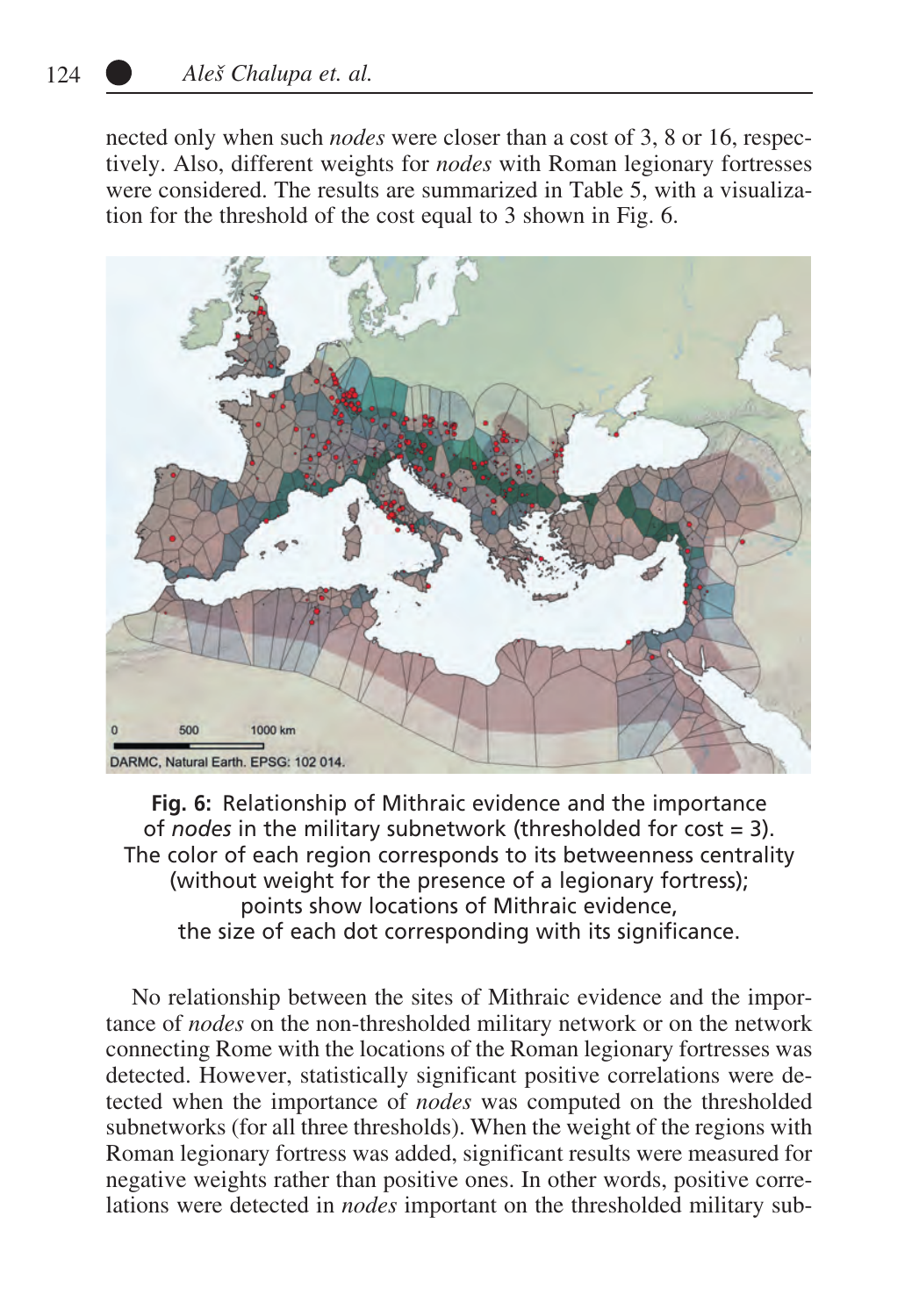nected only when such *nodes* were closer than a cost of 3, 8 or 16, respectively. Also, different weights for *nodes* with Roman legionary fortresses were considered. The results are summarized in Table 5, with a visualization for the threshold of the cost equal to 3 shown in Fig. 6.

**Fig. 6:** Relationship of Mithraic evidence and the importance of *nodes* in the military subnetwork (thresholded for cost = 3). The color of each region corresponds to its betweenness centrality (without weight for the presence of a legionary fortress); points show locations of Mithraic evidence, the size of each dot corresponding with its significance.

No relationship between the sites of Mithraic evidence and the importance of *nodes* on the non-thresholded military network or on the network connecting Rome with the locations of the Roman legionary fortresses was detected. However, statistically significant positive correlations were detected when the importance of *nodes* was computed on the thresholded subnetworks (for all three thresholds). When the weight of the regions with Roman legionary fortress was added, significant results were measured for negative weights rather than positive ones. In other words, positive correlations were detected in *nodes* important on the thresholded military sub-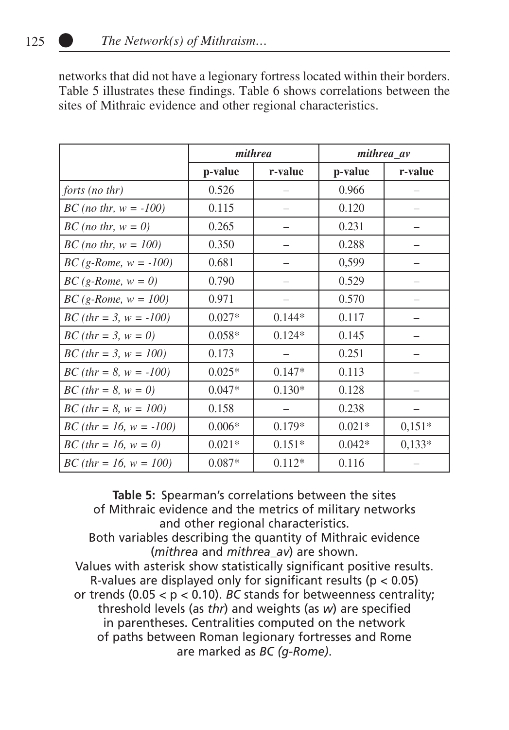networks that did not have a legionary fortress located within their borders. Table 5 illustrates these findings. Table 6 shows correlations between the sites of Mithraic evidence and other regional characteristics.

| | *mithrea* | | *mithrea_av* | |
|---|---|---|---|---|
| | **p-value** | **r-value** | **p-value** | **r-value** |
| *forts (no thr)* | 0.526 | – | 0.966 | – |
| *BC (no thr, w = -100)* | 0.115 | – | 0.120 | – |
| *BC (no thr, w = 0)* | 0.265 | – | 0.231 | – |
| *BC (no thr, w = 100)* | 0.350 | – | 0.288 | – |
| *BC (g-Rome, w = -100)* | 0.681 | – | 0,599 | – |
| *BC (g-Rome, w = 0)* | 0.790 | – | 0.529 | – |
| *BC (g-Rome, w = 100)* | 0.971 | – | 0.570 | – |
| *BC (thr = 3, w = -100)* | 0.027* | 0.144* | 0.117 | – |
| *BC (thr = 3, w = 0)* | 0.058* | 0.124* | 0.145 | – |
| *BC (thr = 3, w = 100)* | 0.173 | – | 0.251 | – |
| *BC (thr = 8, w = -100)* | 0.025* | 0.147* | 0.113 | – |
| *BC (thr = 8, w = 0)* | 0.047* | 0.130* | 0.128 | – |
| *BC (thr = 8, w = 100)* | 0.158 | – | 0.238 | – |
| *BC (thr = 16, w = -100)* | 0.006* | 0.179* | 0.021* | 0,151* |
| *BC (thr = 16, w = 0)* | 0.021* | 0.151* | 0.042* | 0,133* |
| *BC (thr = 16, w = 100)* | 0.087* | 0.112* | 0.116 | – |

**Table 5:** Spearman's correlations between the sites of Mithraic evidence and the metrics of military networks and other regional characteristics. Both variables describing the quantity of Mithraic evidence (*mithrea* and *mithrea_av*) are shown. Values with asterisk show statistically significant positive results. R-values are displayed only for significant results ($p < 0.05$) or trends ($0.05 < p < 0.10$). *BC* stands for betweenness centrality; threshold levels (as *thr*) and weights (as *w*) are specified in parentheses. Centralities computed on the network of paths between Roman legionary fortresses and Rome are marked as *BC (g-Rome)*.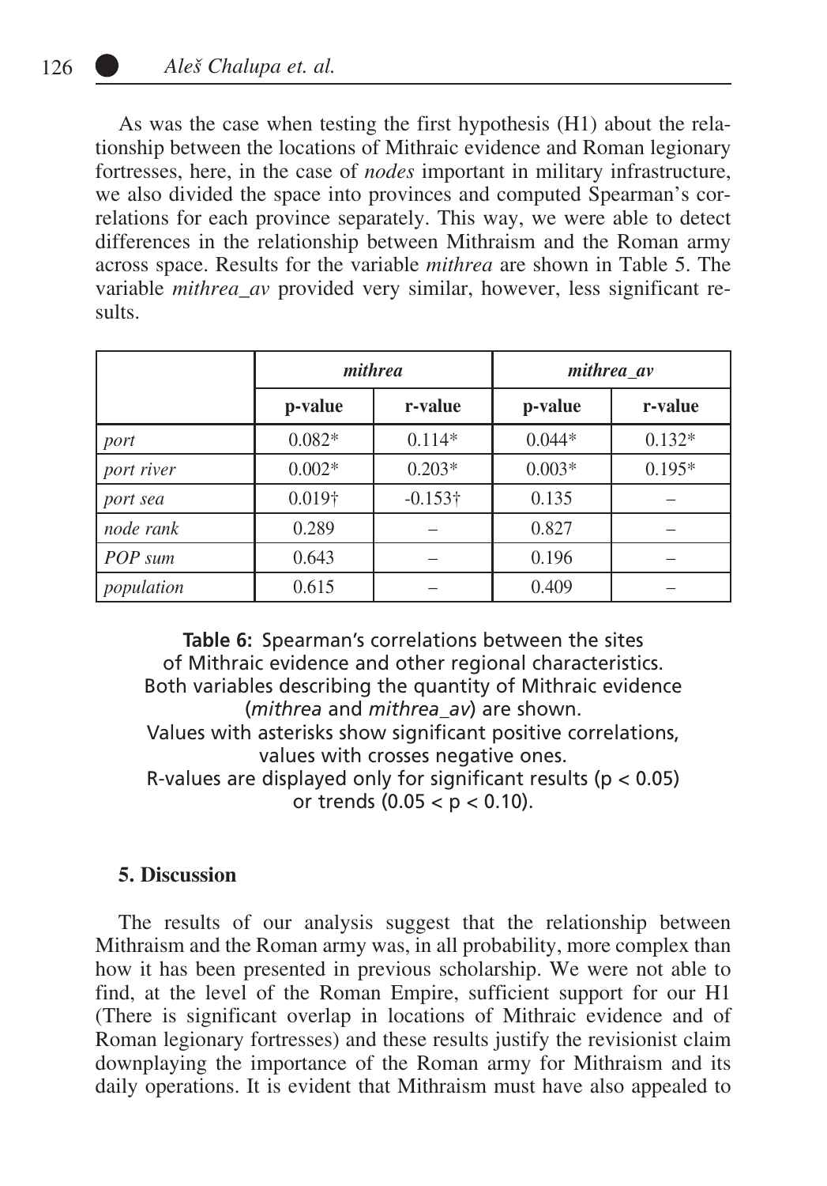As was the case when testing the first hypothesis (H1) about the relationship between the locations of Mithraic evidence and Roman legionary fortresses, here, in the case of *nodes* important in military infrastructure, we also divided the space into provinces and computed Spearman's correlations for each province separately. This way, we were able to detect differences in the relationship between Mithraism and the Roman army across space. Results for the variable *mithrea* are shown in Table 5. The variable *mithrea_av* provided very similar, however, less significant results.

| | ***mithrea*** | | ***mithrea_av*** | |
|---|---|---|---|---|
| | **p-value** | **r-value** | **p-value** | **r-value** |
| *port* | 0.082* | 0.114* | 0.044* | 0.132* |
| *port river* | 0.002* | 0.203* | 0.003* | 0.195* |
| *port sea* | 0.019† | -0.153† | 0.135 | – |
| *node rank* | 0.289 | – | 0.827 | – |
| *POP sum* | 0.643 | – | 0.196 | – |
| *population* | 0.615 | – | 0.409 | – |

**Table 6:** Spearman's correlations between the sites of Mithraic evidence and other regional characteristics. Both variables describing the quantity of Mithraic evidence (*mithrea* and *mithrea_av*) are shown. Values with asterisks show significant positive correlations, values with crosses negative ones. R-values are displayed only for significant results ($p < 0.05$) or trends ($0.05 < p < 0.10$).

## 5. Discussion

The results of our analysis suggest that the relationship between Mithraism and the Roman army was, in all probability, more complex than how it has been presented in previous scholarship. We were not able to find, at the level of the Roman Empire, sufficient support for our H1 (There is significant overlap in locations of Mithraic evidence and of Roman legionary fortresses) and these results justify the revisionist claim downplaying the importance of the Roman army for Mithraism and its daily operations. It is evident that Mithraism must have also appealed to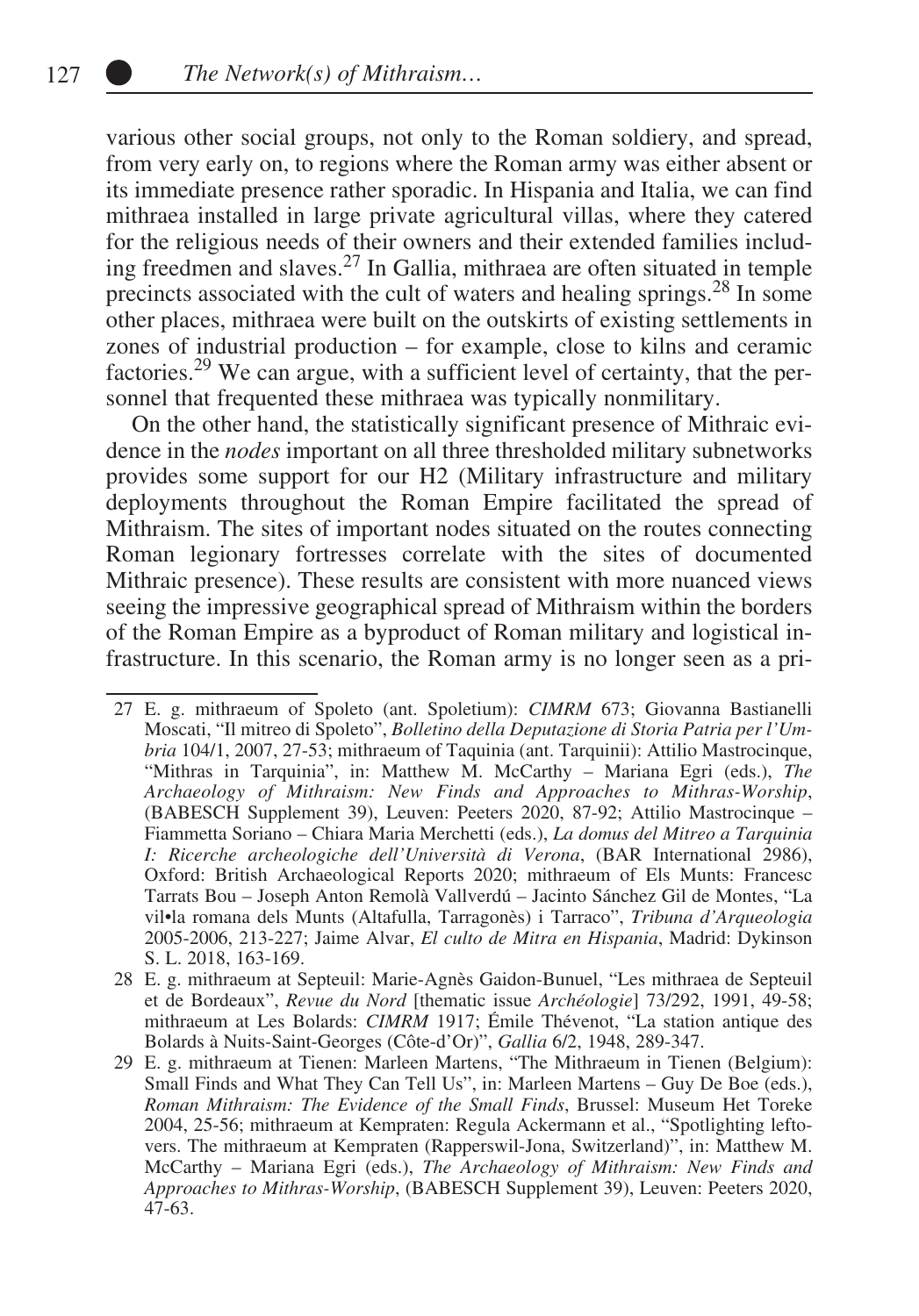various other social groups, not only to the Roman soldiery, and spread, from very early on, to regions where the Roman army was either absent or its immediate presence rather sporadic. In Hispania and Italia, we can find mithraea installed in large private agricultural villas, where they catered for the religious needs of their owners and their extended families including freedmen and slaves.[27] In Gallia, mithraea are often situated in temple precincts associated with the cult of waters and healing springs.[28] In some other places, mithraea were built on the outskirts of existing settlements in zones of industrial production – for example, close to kilns and ceramic factories.[29] We can argue, with a sufficient level of certainty, that the personnel that frequented these mithraea was typically nonmilitary.

On the other hand, the statistically significant presence of Mithraic evidence in the *nodes* important on all three thresholded military subnetworks provides some support for our H2 (Military infrastructure and military deployments throughout the Roman Empire facilitated the spread of Mithraism. The sites of important nodes situated on the routes connecting Roman legionary fortresses correlate with the sites of documented Mithraic presence). These results are consistent with more nuanced views seeing the impressive geographical spread of Mithraism within the borders of the Roman Empire as a byproduct of Roman military and logistical infrastructure. In this scenario, the Roman army is no longer seen as a pri-

---

27 E. g. mithraeum of Spoleto (ant. Spoletium): *CIMRM* 673; Giovanna Bastianelli Moscati, "Il mitreo di Spoleto", *Bolletino della Deputazione di Storia Patria per l'Umbria* 104/1, 2007, 27-53; mithraeum of Taquinia (ant. Tarquinii): Attilio Mastrocinque, "Mithras in Tarquinia", in: Matthew M. McCarthy – Mariana Egri (eds.), *The Archaeology of Mithraism: New Finds and Approaches to Mithras-Worship*, (BABESCH Supplement 39), Leuven: Peeters 2020, 87-92; Attilio Mastrocinque – Fiammetta Soriano – Chiara Maria Merchetti (eds.), *La domus del Mitreo a Tarquinia I: Ricerche archeologiche dell'Università di Verona*, (BAR International 2986), Oxford: British Archaeological Reports 2020; mithraeum of Els Munts: Francesc Tarrats Bou – Joseph Anton Remolà Vallverdú – Jacinto Sánchez Gil de Montes, "La vil•la romana dels Munts (Altafulla, Tarragonès) i Tarraco", *Tribuna d'Arqueologia* 2005-2006, 213-227; Jaime Alvar, *El culto de Mitra en Hispania*, Madrid: Dykinson S. L. 2018, 163-169.

28 E. g. mithraeum at Septeuil: Marie-Agnès Gaidon-Bunuel, "Les mithraea de Septeuil et de Bordeaux", *Revue du Nord* [thematic issue *Archéologie*] 73/292, 1991, 49-58; mithraeum at Les Bolards: *CIMRM* 1917; Émile Thévenot, "La station antique des Bolards à Nuits-Saint-Georges (Côte-d'Or)", *Gallia* 6/2, 1948, 289-347.

29 E. g. mithraeum at Tienen: Marleen Martens, "The Mithraeum in Tienen (Belgium): Small Finds and What They Can Tell Us", in: Marleen Martens – Guy De Boe (eds.), *Roman Mithraism: The Evidence of the Small Finds*, Brussel: Museum Het Toreke 2004, 25-56; mithraeum at Kempraten: Regula Ackermann et al., "Spotlighting leftovers. The mithraeum at Kempraten (Rapperswil-Jona, Switzerland)", in: Matthew M. McCarthy – Mariana Egri (eds.), *The Archaeology of Mithraism: New Finds and Approaches to Mithras-Worship*, (BABESCH Supplement 39), Leuven: Peeters 2020, 47-63.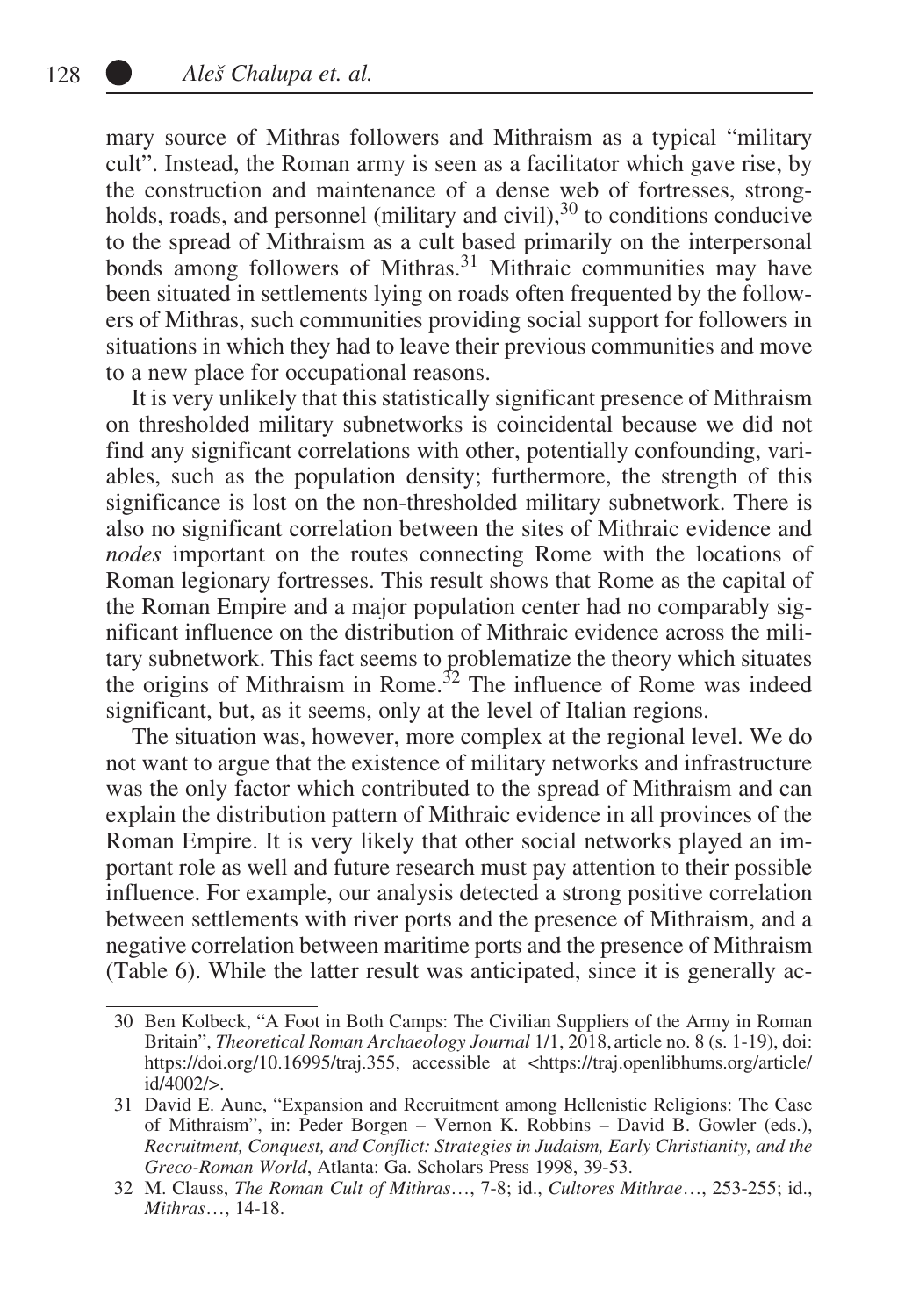mary source of Mithras followers and Mithraism as a typical "military cult". Instead, the Roman army is seen as a facilitator which gave rise, by the construction and maintenance of a dense web of fortresses, strongholds, roads, and personnel (military and civil),[30] to conditions conducive to the spread of Mithraism as a cult based primarily on the interpersonal bonds among followers of Mithras.[31] Mithraic communities may have been situated in settlements lying on roads often frequented by the followers of Mithras, such communities providing social support for followers in situations in which they had to leave their previous communities and move to a new place for occupational reasons.

It is very unlikely that this statistically significant presence of Mithraism on thresholded military subnetworks is coincidental because we did not find any significant correlations with other, potentially confounding, variables, such as the population density; furthermore, the strength of this significance is lost on the non-thresholded military subnetwork. There is also no significant correlation between the sites of Mithraic evidence and *nodes* important on the routes connecting Rome with the locations of Roman legionary fortresses. This result shows that Rome as the capital of the Roman Empire and a major population center had no comparably significant influence on the distribution of Mithraic evidence across the military subnetwork. This fact seems to problematize the theory which situates the origins of Mithraism in Rome.[32] The influence of Rome was indeed significant, but, as it seems, only at the level of Italian regions.

The situation was, however, more complex at the regional level. We do not want to argue that the existence of military networks and infrastructure was the only factor which contributed to the spread of Mithraism and can explain the distribution pattern of Mithraic evidence in all provinces of the Roman Empire. It is very likely that other social networks played an important role as well and future research must pay attention to their possible influence. For example, our analysis detected a strong positive correlation between settlements with river ports and the presence of Mithraism, and a negative correlation between maritime ports and the presence of Mithraism (Table 6). While the latter result was anticipated, since it is generally ac-

---

30 Ben Kolbeck, "A Foot in Both Camps: The Civilian Suppliers of the Army in Roman Britain", *Theoretical Roman Archaeology Journal* 1/1, 2018, article no. 8 (s. 1-19), doi: https://doi.org/10.16995/traj.355, accessible at <https://traj.openlibhums.org/article/id/4002/>.

31 David E. Aune, "Expansion and Recruitment among Hellenistic Religions: The Case of Mithraism", in: Peder Borgen – Vernon K. Robbins – David B. Gowler (eds.), *Recruitment, Conquest, and Conflict: Strategies in Judaism, Early Christianity, and the Greco-Roman World*, Atlanta: Ga. Scholars Press 1998, 39-53.

32 M. Clauss, *The Roman Cult of Mithras*…, 7-8; id., *Cultores Mithrae*…, 253-255; id., *Mithras*…, 14-18.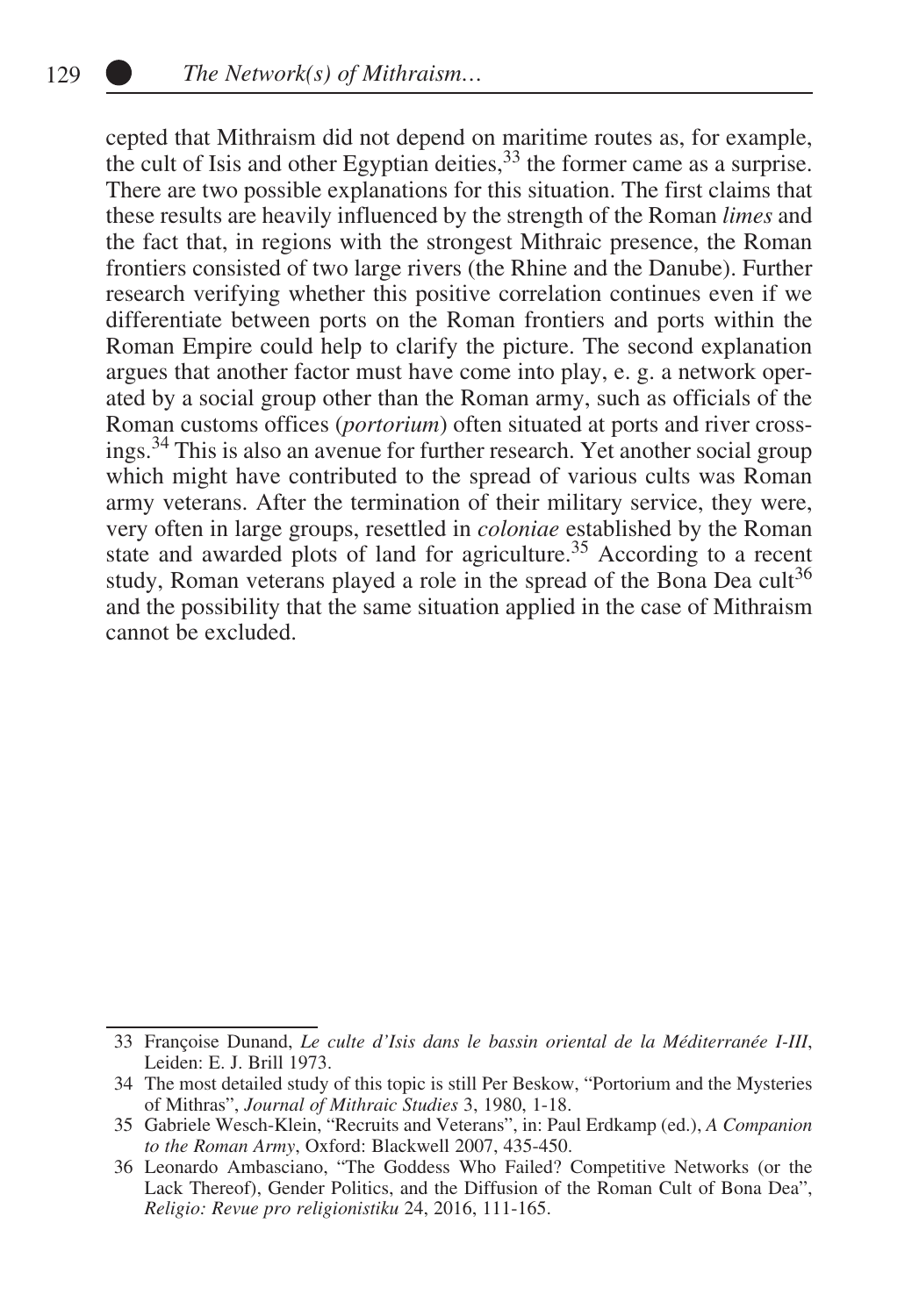cepted that Mithraism did not depend on maritime routes as, for example, the cult of Isis and other Egyptian deities,[33] the former came as a surprise. There are two possible explanations for this situation. The first claims that these results are heavily influenced by the strength of the Roman *limes* and the fact that, in regions with the strongest Mithraic presence, the Roman frontiers consisted of two large rivers (the Rhine and the Danube). Further research verifying whether this positive correlation continues even if we differentiate between ports on the Roman frontiers and ports within the Roman Empire could help to clarify the picture. The second explanation argues that another factor must have come into play, e. g. a network operated by a social group other than the Roman army, such as officials of the Roman customs offices (*portorium*) often situated at ports and river crossings.[34] This is also an avenue for further research. Yet another social group which might have contributed to the spread of various cults was Roman army veterans. After the termination of their military service, they were, very often in large groups, resettled in *coloniae* established by the Roman state and awarded plots of land for agriculture.[35] According to a recent study, Roman veterans played a role in the spread of the Bona Dea cult[36] and the possibility that the same situation applied in the case of Mithraism cannot be excluded.

---

33 Françoise Dunand, *Le culte d'Isis dans le bassin oriental de la Méditerranée I-III*, Leiden: E. J. Brill 1973.

34 The most detailed study of this topic is still Per Beskow, "Portorium and the Mysteries of Mithras", *Journal of Mithraic Studies* 3, 1980, 1-18.

35 Gabriele Wesch-Klein, "Recruits and Veterans", in: Paul Erdkamp (ed.), *A Companion to the Roman Army*, Oxford: Blackwell 2007, 435-450.

36 Leonardo Ambasciano, "The Goddess Who Failed? Competitive Networks (or the Lack Thereof), Gender Politics, and the Diffusion of the Roman Cult of Bona Dea", *Religio: Revue pro religionistiku* 24, 2016, 111-165.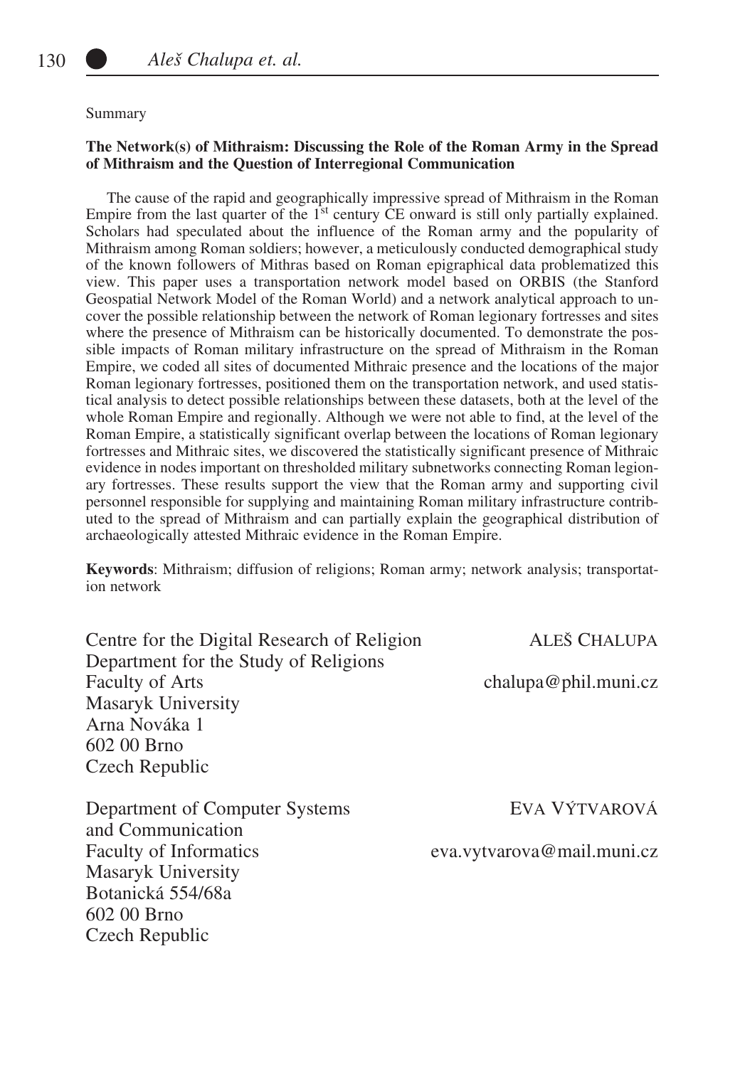Summary

**The Network(s) of Mithraism: Discussing the Role of the Roman Army in the Spread of Mithraism and the Question of Interregional Communication**

The cause of the rapid and geographically impressive spread of Mithraism in the Roman Empire from the last quarter of the 1st century CE onward is still only partially explained. Scholars had speculated about the influence of the Roman army and the popularity of Mithraism among Roman soldiers; however, a meticulously conducted demographical study of the known followers of Mithras based on Roman epigraphical data problematized this view. This paper uses a transportation network model based on ORBIS (the Stanford Geospatial Network Model of the Roman World) and a network analytical approach to uncover the possible relationship between the network of Roman legionary fortresses and sites where the presence of Mithraism can be historically documented. To demonstrate the possible impacts of Roman military infrastructure on the spread of Mithraism in the Roman Empire, we coded all sites of documented Mithraic presence and the locations of the major Roman legionary fortresses, positioned them on the transportation network, and used statistical analysis to detect possible relationships between these datasets, both at the level of the whole Roman Empire and regionally. Although we were not able to find, at the level of the Roman Empire, a statistically significant overlap between the locations of Roman legionary fortresses and Mithraic sites, we discovered the statistically significant presence of Mithraic evidence in nodes important on thresholded military subnetworks connecting Roman legionary fortresses. These results support the view that the Roman army and supporting civil personnel responsible for supplying and maintaining Roman military infrastructure contributed to the spread of Mithraism and can partially explain the geographical distribution of archaeologically attested Mithraic evidence in the Roman Empire.

**Keywords**: Mithraism; diffusion of religions; Roman army; network analysis; transportation network

Centre for the Digital Research of Religion
Department for the Study of Religions
Faculty of Arts
Masaryk University
Arna Nováka 1
602 00 Brno
Czech Republic

ALEŠ CHALUPA
chalupa@phil.muni.cz

Department of Computer Systems and Communication
Faculty of Informatics
Masaryk University
Botanická 554/68a
602 00 Brno
Czech Republic

EVA VÝTVAROVÁ
eva.vytvarova@mail.muni.cz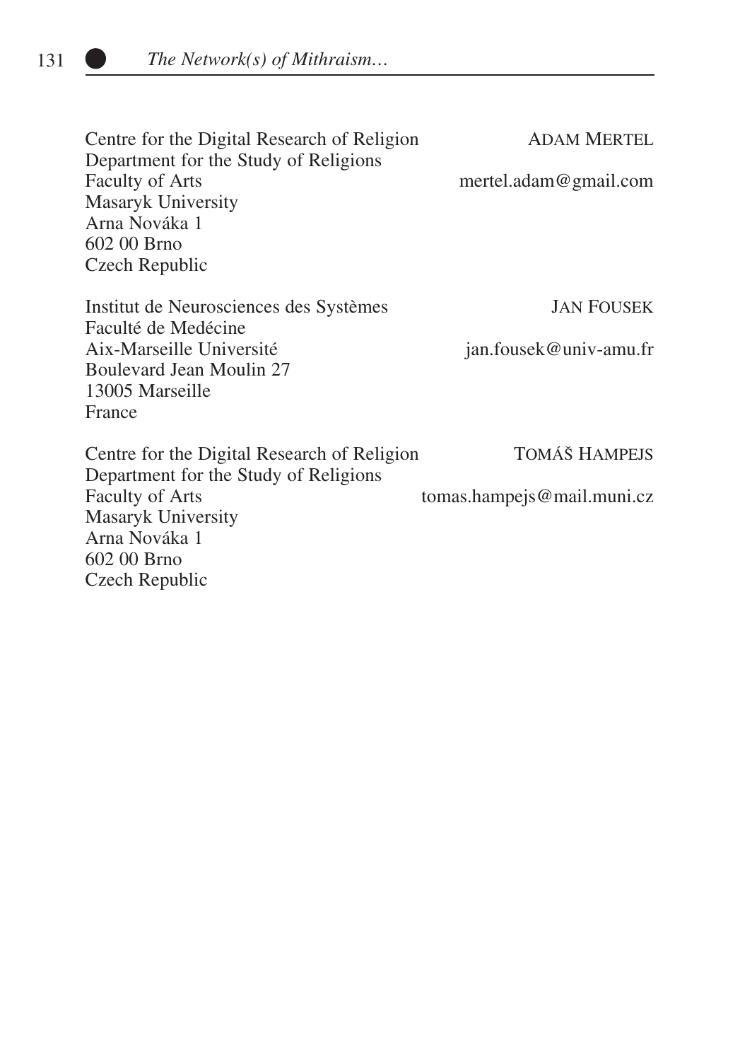Centre for the Digital Research of Religion
Department for the Study of Religions
Faculty of Arts
Masaryk University
Arna Nováka 1
602 00 Brno
Czech Republic

ADAM MERTEL

mertel.adam@gmail.com

Institut de Neurosciences des Systèmes
Faculté de Medécine
Aix-Marseille Université
Boulevard Jean Moulin 27
13005 Marseille
France

JAN FOUSEK

jan.fousek@univ-amu.fr

Centre for the Digital Research of Religion
Department for the Study of Religions
Faculty of Arts
Masaryk University
Arna Nováka 1
602 00 Brno
Czech Republic

TOMÁŠ HAMPEJS

tomas.hampejs@mail.muni.cz